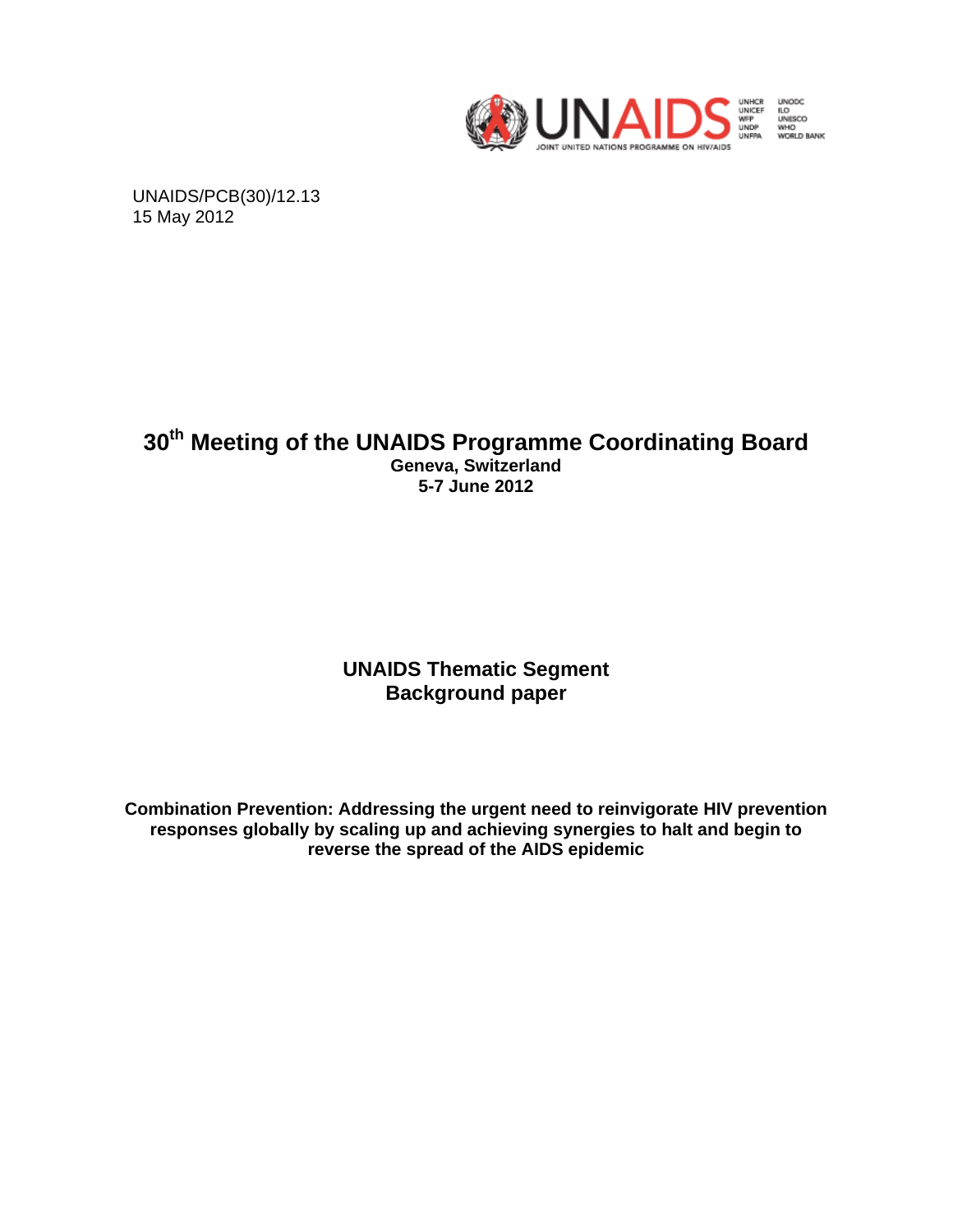UNAIDS/PCB(30)/12.13
15 May 2012

# 30th Meeting of the UNAIDS Programme Coordinating Board

**Geneva, Switzerland**
**5-7 June 2012**

## UNAIDS Thematic Segment
## Background paper

**Combination Prevention: Addressing the urgent need to reinvigorate HIV prevention responses globally by scaling up and achieving synergies to halt and begin to reverse the spread of the AIDS epidemic**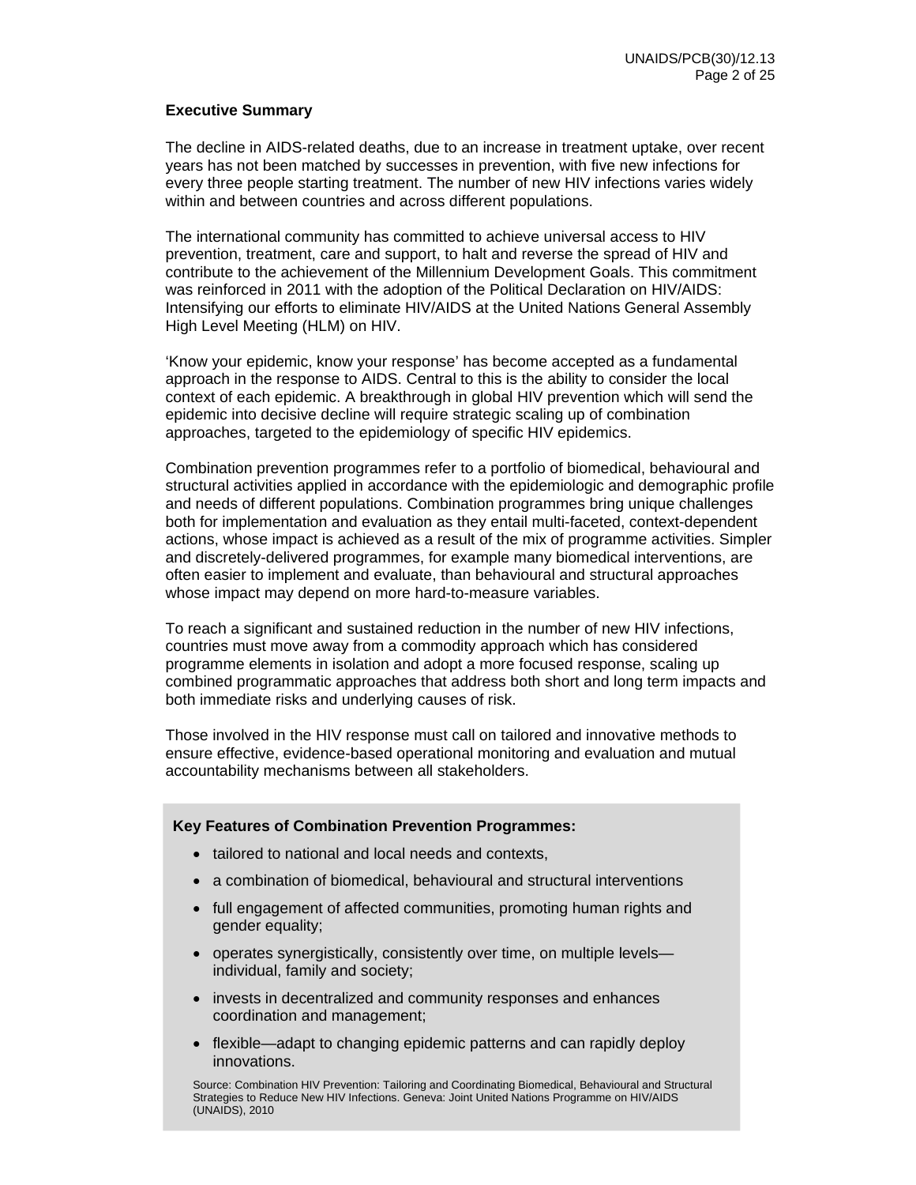## Executive Summary

The decline in AIDS-related deaths, due to an increase in treatment uptake, over recent years has not been matched by successes in prevention, with five new infections for every three people starting treatment. The number of new HIV infections varies widely within and between countries and across different populations.

The international community has committed to achieve universal access to HIV prevention, treatment, care and support, to halt and reverse the spread of HIV and contribute to the achievement of the Millennium Development Goals. This commitment was reinforced in 2011 with the adoption of the Political Declaration on HIV/AIDS: Intensifying our efforts to eliminate HIV/AIDS at the United Nations General Assembly High Level Meeting (HLM) on HIV.

'Know your epidemic, know your response' has become accepted as a fundamental approach in the response to AIDS. Central to this is the ability to consider the local context of each epidemic. A breakthrough in global HIV prevention which will send the epidemic into decisive decline will require strategic scaling up of combination approaches, targeted to the epidemiology of specific HIV epidemics.

Combination prevention programmes refer to a portfolio of biomedical, behavioural and structural activities applied in accordance with the epidemiologic and demographic profile and needs of different populations. Combination programmes bring unique challenges both for implementation and evaluation as they entail multi-faceted, context-dependent actions, whose impact is achieved as a result of the mix of programme activities. Simpler and discretely-delivered programmes, for example many biomedical interventions, are often easier to implement and evaluate, than behavioural and structural approaches whose impact may depend on more hard-to-measure variables.

To reach a significant and sustained reduction in the number of new HIV infections, countries must move away from a commodity approach which has considered programme elements in isolation and adopt a more focused response, scaling up combined programmatic approaches that address both short and long term impacts and both immediate risks and underlying causes of risk.

Those involved in the HIV response must call on tailored and innovative methods to ensure effective, evidence-based operational monitoring and evaluation and mutual accountability mechanisms between all stakeholders.

**Key Features of Combination Prevention Programmes:**

- tailored to national and local needs and contexts,
- a combination of biomedical, behavioural and structural interventions
- full engagement of affected communities, promoting human rights and gender equality;
- operates synergistically, consistently over time, on multiple levels—individual, family and society;
- invests in decentralized and community responses and enhances coordination and management;
- flexible—adapt to changing epidemic patterns and can rapidly deploy innovations.

Source: Combination HIV Prevention: Tailoring and Coordinating Biomedical, Behavioural and Structural Strategies to Reduce New HIV Infections. Geneva: Joint United Nations Programme on HIV/AIDS (UNAIDS), 2010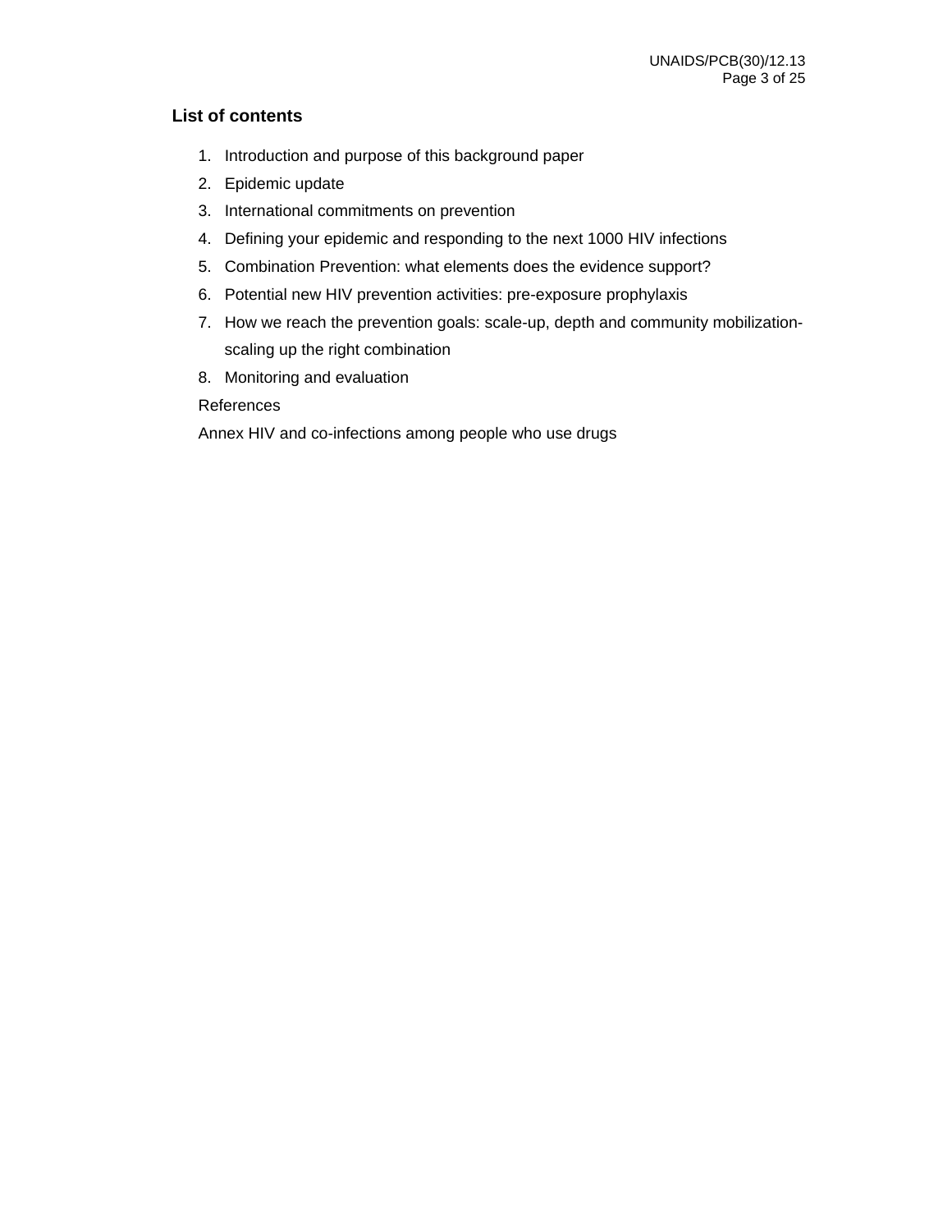## List of contents

1. Introduction and purpose of this background paper
2. Epidemic update
3. International commitments on prevention
4. Defining your epidemic and responding to the next 1000 HIV infections
5. Combination Prevention: what elements does the evidence support?
6. Potential new HIV prevention activities: pre-exposure prophylaxis
7. How we reach the prevention goals: scale-up, depth and community mobilization-scaling up the right combination
8. Monitoring and evaluation

References

Annex HIV and co-infections among people who use drugs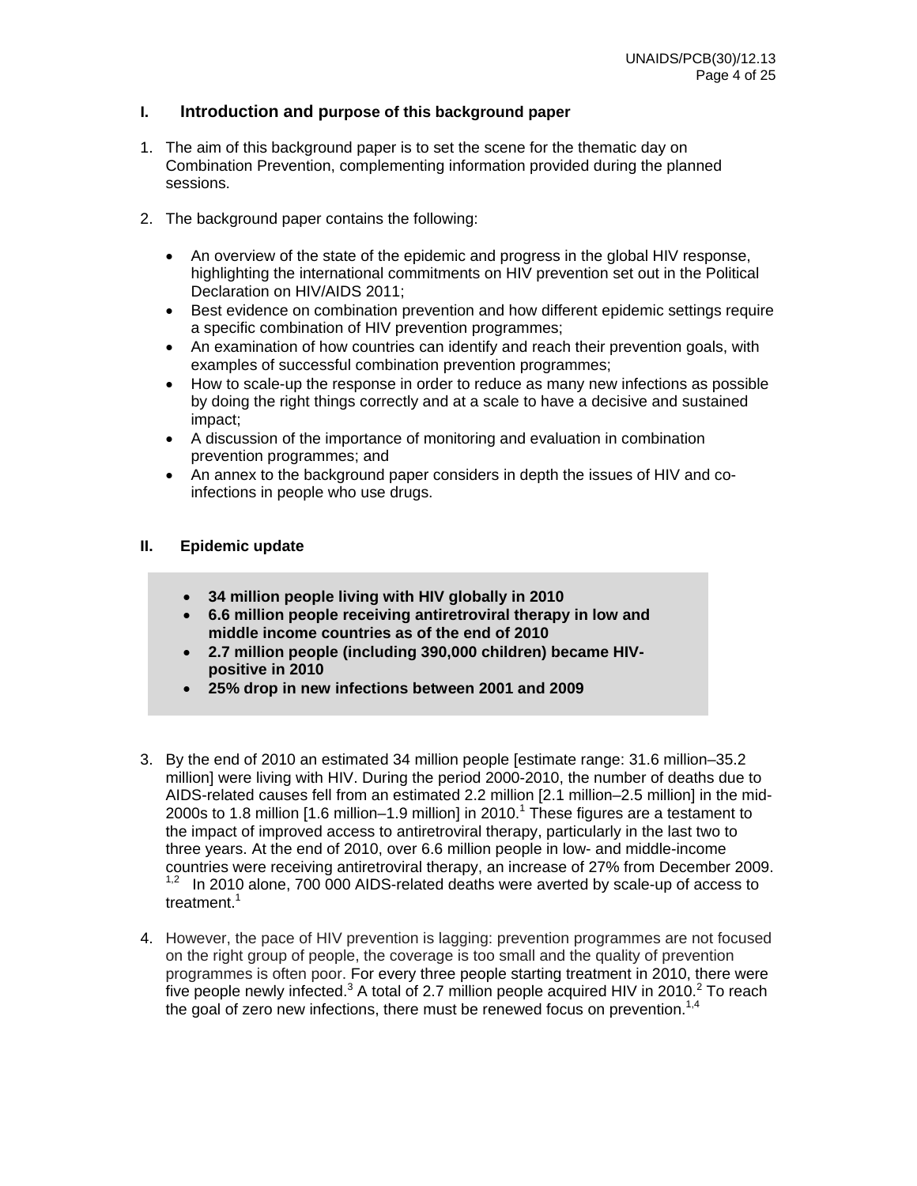## I. Introduction and purpose of this background paper

1. The aim of this background paper is to set the scene for the thematic day on Combination Prevention, complementing information provided during the planned sessions.

2. The background paper contains the following:

   - An overview of the state of the epidemic and progress in the global HIV response, highlighting the international commitments on HIV prevention set out in the Political Declaration on HIV/AIDS 2011;
   - Best evidence on combination prevention and how different epidemic settings require a specific combination of HIV prevention programmes;
   - An examination of how countries can identify and reach their prevention goals, with examples of successful combination prevention programmes;
   - How to scale-up the response in order to reduce as many new infections as possible by doing the right things correctly and at a scale to have a decisive and sustained impact;
   - A discussion of the importance of monitoring and evaluation in combination prevention programmes; and
   - An annex to the background paper considers in depth the issues of HIV and co-infections in people who use drugs.

## II. Epidemic update

- **34 million people living with HIV globally in 2010**
- **6.6 million people receiving antiretroviral therapy in low and middle income countries as of the end of 2010**
- **2.7 million people (including 390,000 children) became HIV-positive in 2010**
- **25% drop in new infections between 2001 and 2009**

3. By the end of 2010 an estimated 34 million people [estimate range: 31.6 million–35.2 million] were living with HIV. During the period 2000-2010, the number of deaths due to AIDS-related causes fell from an estimated 2.2 million [2.1 million–2.5 million] in the mid-2000s to 1.8 million [1.6 million–1.9 million] in 2010.[1] These figures are a testament to the impact of improved access to antiretroviral therapy, particularly in the last two to three years. At the end of 2010, over 6.6 million people in low- and middle-income countries were receiving antiretroviral therapy, an increase of 27% from December 2009.[1,2] In 2010 alone, 700 000 AIDS-related deaths were averted by scale-up of access to treatment.[1]

4. However, the pace of HIV prevention is lagging: prevention programmes are not focused on the right group of people, the coverage is too small and the quality of prevention programmes is often poor. For every three people starting treatment in 2010, there were five people newly infected.[3] A total of 2.7 million people acquired HIV in 2010.[2] To reach the goal of zero new infections, there must be renewed focus on prevention.[1,4]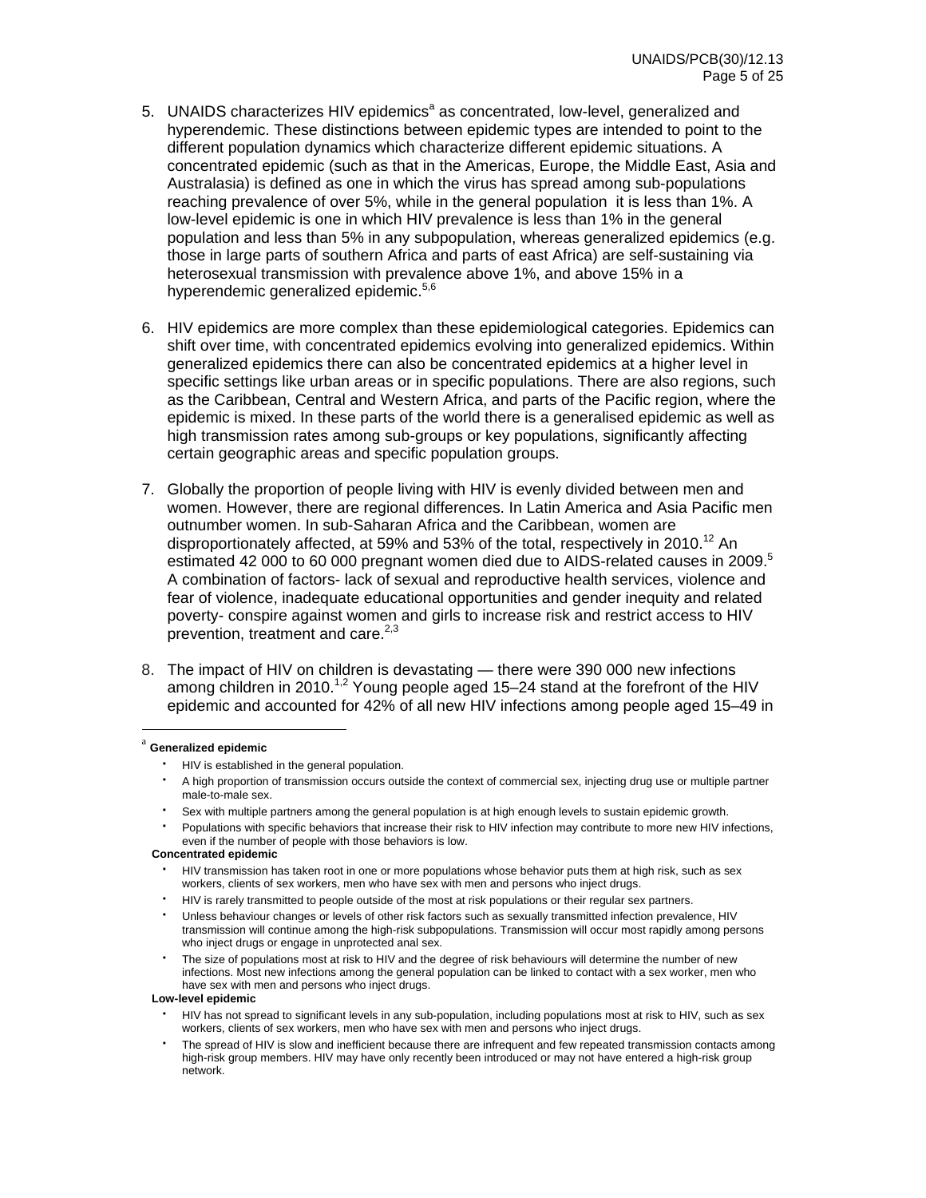5. UNAIDS characterizes HIV epidemics[a] as concentrated, low-level, generalized and hyperendemic. These distinctions between epidemic types are intended to point to the different population dynamics which characterize different epidemic situations. A concentrated epidemic (such as that in the Americas, Europe, the Middle East, Asia and Australasia) is defined as one in which the virus has spread among sub-populations reaching prevalence of over 5%, while in the general population it is less than 1%. A low-level epidemic is one in which HIV prevalence is less than 1% in the general population and less than 5% in any subpopulation, whereas generalized epidemics (e.g. those in large parts of southern Africa and parts of east Africa) are self-sustaining via heterosexual transmission with prevalence above 1%, and above 15% in a hyperendemic generalized epidemic.[5,6]

6. HIV epidemics are more complex than these epidemiological categories. Epidemics can shift over time, with concentrated epidemics evolving into generalized epidemics. Within generalized epidemics there can also be concentrated epidemics at a higher level in specific settings like urban areas or in specific populations. There are also regions, such as the Caribbean, Central and Western Africa, and parts of the Pacific region, where the epidemic is mixed. In these parts of the world there is a generalised epidemic as well as high transmission rates among sub-groups or key populations, significantly affecting certain geographic areas and specific population groups.

7. Globally the proportion of people living with HIV is evenly divided between men and women. However, there are regional differences. In Latin America and Asia Pacific men outnumber women. In sub-Saharan Africa and the Caribbean, women are disproportionately affected, at 59% and 53% of the total, respectively in 2010.[12] An estimated 42 000 to 60 000 pregnant women died due to AIDS-related causes in 2009.[5] A combination of factors- lack of sexual and reproductive health services, violence and fear of violence, inadequate educational opportunities and gender inequity and related poverty- conspire against women and girls to increase risk and restrict access to HIV prevention, treatment and care.[2,3]

8. The impact of HIV on children is devastating — there were 390 000 new infections among children in 2010.[1,2] Young people aged 15–24 stand at the forefront of the HIV epidemic and accounted for 42% of all new HIV infections among people aged 15–49 in

---

[a] **Generalized epidemic**

- HIV is established in the general population.
- A high proportion of transmission occurs outside the context of commercial sex, injecting drug use or multiple partner male-to-male sex.
- Sex with multiple partners among the general population is at high enough levels to sustain epidemic growth.
- Populations with specific behaviors that increase their risk to HIV infection may contribute to more new HIV infections, even if the number of people with those behaviors is low.

**Concentrated epidemic**

- HIV transmission has taken root in one or more populations whose behavior puts them at high risk, such as sex workers, clients of sex workers, men who have sex with men and persons who inject drugs.
- HIV is rarely transmitted to people outside of the most at risk populations or their regular sex partners.
- Unless behaviour changes or levels of other risk factors such as sexually transmitted infection prevalence, HIV transmission will continue among the high-risk subpopulations. Transmission will occur most rapidly among persons who inject drugs or engage in unprotected anal sex.
- The size of populations most at risk to HIV and the degree of risk behaviours will determine the number of new infections. Most new infections among the general population can be linked to contact with a sex worker, men who have sex with men and persons who inject drugs.

**Low-level epidemic**

- HIV has not spread to significant levels in any sub-population, including populations most at risk to HIV, such as sex workers, clients of sex workers, men who have sex with men and persons who inject drugs.
- The spread of HIV is slow and inefficient because there are infrequent and few repeated transmission contacts among high-risk group members. HIV may have only recently been introduced or may not have entered a high-risk group network.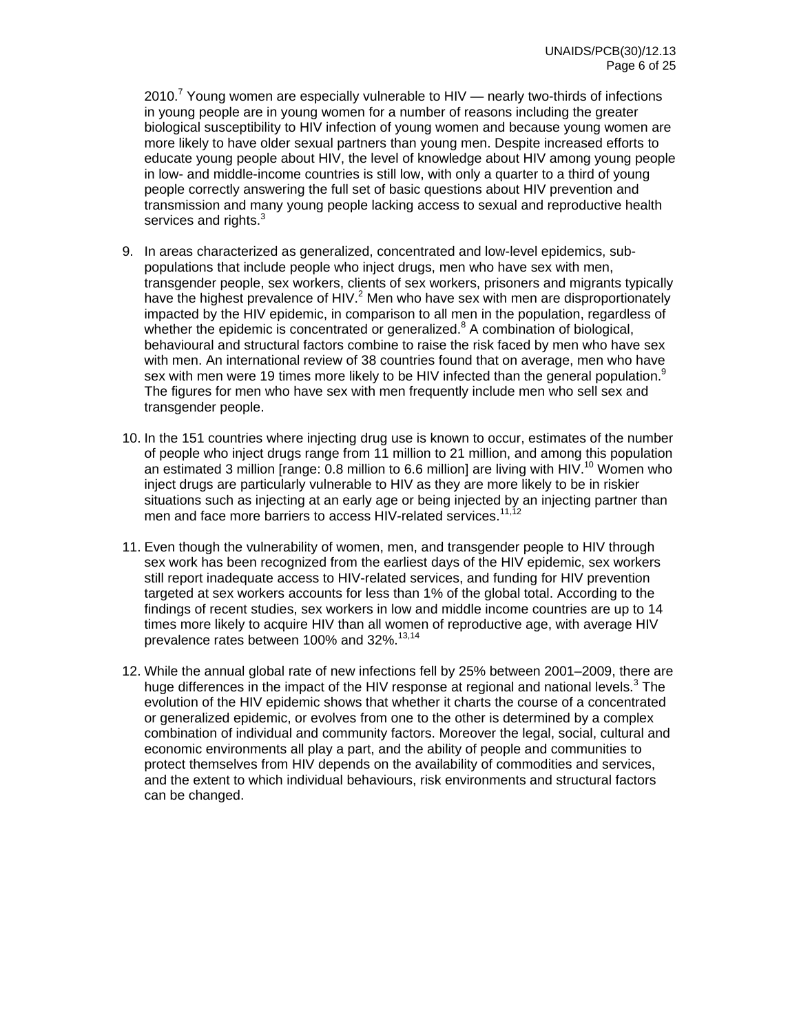2010.[7] Young women are especially vulnerable to HIV — nearly two-thirds of infections in young people are in young women for a number of reasons including the greater biological susceptibility to HIV infection of young women and because young women are more likely to have older sexual partners than young men. Despite increased efforts to educate young people about HIV, the level of knowledge about HIV among young people in low- and middle-income countries is still low, with only a quarter to a third of young people correctly answering the full set of basic questions about HIV prevention and transmission and many young people lacking access to sexual and reproductive health services and rights.[3]

9. In areas characterized as generalized, concentrated and low-level epidemics, sub-populations that include people who inject drugs, men who have sex with men, transgender people, sex workers, clients of sex workers, prisoners and migrants typically have the highest prevalence of HIV.[2] Men who have sex with men are disproportionately impacted by the HIV epidemic, in comparison to all men in the population, regardless of whether the epidemic is concentrated or generalized.[8] A combination of biological, behavioural and structural factors combine to raise the risk faced by men who have sex with men. An international review of 38 countries found that on average, men who have sex with men were 19 times more likely to be HIV infected than the general population.[9] The figures for men who have sex with men frequently include men who sell sex and transgender people.

10. In the 151 countries where injecting drug use is known to occur, estimates of the number of people who inject drugs range from 11 million to 21 million, and among this population an estimated 3 million [range: 0.8 million to 6.6 million] are living with HIV.[10] Women who inject drugs are particularly vulnerable to HIV as they are more likely to be in riskier situations such as injecting at an early age or being injected by an injecting partner than men and face more barriers to access HIV-related services.[11,12]

11. Even though the vulnerability of women, men, and transgender people to HIV through sex work has been recognized from the earliest days of the HIV epidemic, sex workers still report inadequate access to HIV-related services, and funding for HIV prevention targeted at sex workers accounts for less than 1% of the global total. According to the findings of recent studies, sex workers in low and middle income countries are up to 14 times more likely to acquire HIV than all women of reproductive age, with average HIV prevalence rates between 100% and 32%.[13,14]

12. While the annual global rate of new infections fell by 25% between 2001–2009, there are huge differences in the impact of the HIV response at regional and national levels.[3] The evolution of the HIV epidemic shows that whether it charts the course of a concentrated or generalized epidemic, or evolves from one to the other is determined by a complex combination of individual and community factors. Moreover the legal, social, cultural and economic environments all play a part, and the ability of people and communities to protect themselves from HIV depends on the availability of commodities and services, and the extent to which individual behaviours, risk environments and structural factors can be changed.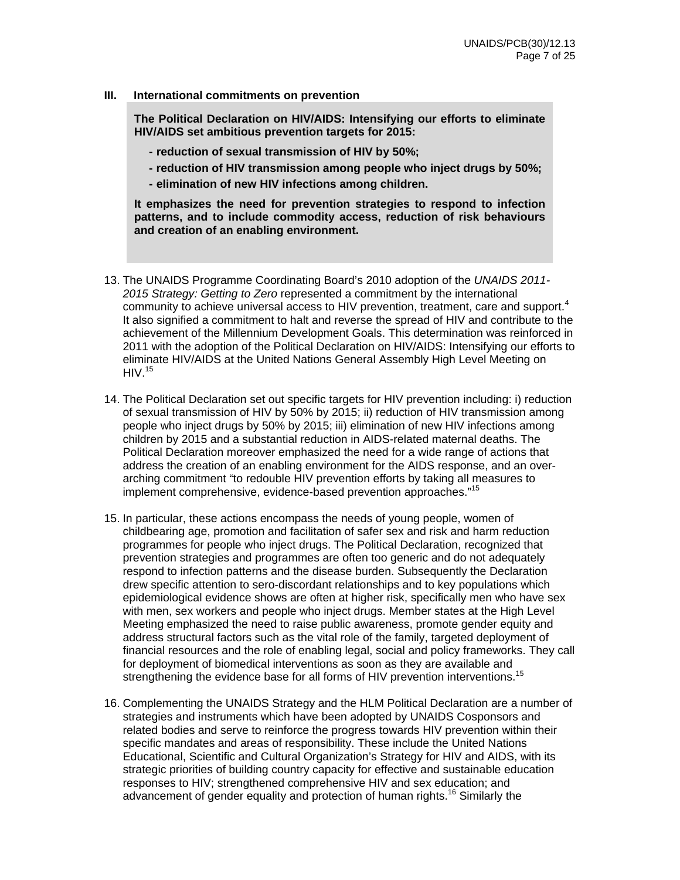## III. International commitments on prevention

**The Political Declaration on HIV/AIDS: Intensifying our efforts to eliminate HIV/AIDS set ambitious prevention targets for 2015:**

- **reduction of sexual transmission of HIV by 50%;**
- **reduction of HIV transmission among people who inject drugs by 50%;**
- **elimination of new HIV infections among children.**

**It emphasizes the need for prevention strategies to respond to infection patterns, and to include commodity access, reduction of risk behaviours and creation of an enabling environment.**

13. The UNAIDS Programme Coordinating Board's 2010 adoption of the *UNAIDS 2011-2015 Strategy: Getting to Zero* represented a commitment by the international community to achieve universal access to HIV prevention, treatment, care and support.[4] It also signified a commitment to halt and reverse the spread of HIV and contribute to the achievement of the Millennium Development Goals. This determination was reinforced in 2011 with the adoption of the Political Declaration on HIV/AIDS: Intensifying our efforts to eliminate HIV/AIDS at the United Nations General Assembly High Level Meeting on HIV.[15]

14. The Political Declaration set out specific targets for HIV prevention including: i) reduction of sexual transmission of HIV by 50% by 2015; ii) reduction of HIV transmission among people who inject drugs by 50% by 2015; iii) elimination of new HIV infections among children by 2015 and a substantial reduction in AIDS-related maternal deaths. The Political Declaration moreover emphasized the need for a wide range of actions that address the creation of an enabling environment for the AIDS response, and an over-arching commitment "to redouble HIV prevention efforts by taking all measures to implement comprehensive, evidence-based prevention approaches."[15]

15. In particular, these actions encompass the needs of young people, women of childbearing age, promotion and facilitation of safer sex and risk and harm reduction programmes for people who inject drugs. The Political Declaration, recognized that prevention strategies and programmes are often too generic and do not adequately respond to infection patterns and the disease burden. Subsequently the Declaration drew specific attention to sero-discordant relationships and to key populations which epidemiological evidence shows are often at higher risk, specifically men who have sex with men, sex workers and people who inject drugs. Member states at the High Level Meeting emphasized the need to raise public awareness, promote gender equity and address structural factors such as the vital role of the family, targeted deployment of financial resources and the role of enabling legal, social and policy frameworks. They call for deployment of biomedical interventions as soon as they are available and strengthening the evidence base for all forms of HIV prevention interventions.[15]

16. Complementing the UNAIDS Strategy and the HLM Political Declaration are a number of strategies and instruments which have been adopted by UNAIDS Cosponsors and related bodies and serve to reinforce the progress towards HIV prevention within their specific mandates and areas of responsibility. These include the United Nations Educational, Scientific and Cultural Organization's Strategy for HIV and AIDS, with its strategic priorities of building country capacity for effective and sustainable education responses to HIV; strengthened comprehensive HIV and sex education; and advancement of gender equality and protection of human rights.[16] Similarly the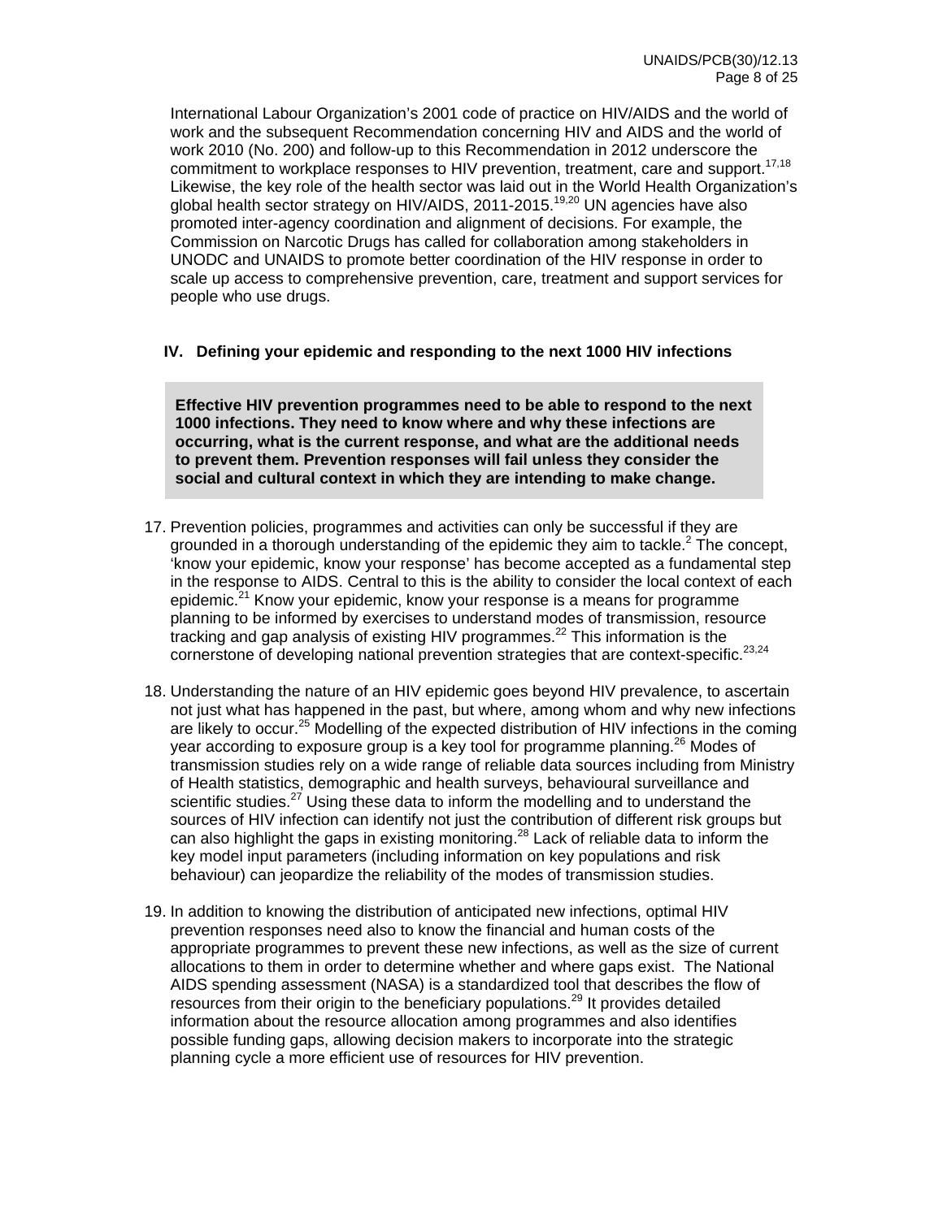International Labour Organization's 2001 code of practice on HIV/AIDS and the world of work and the subsequent Recommendation concerning HIV and AIDS and the world of work 2010 (No. 200) and follow-up to this Recommendation in 2012 underscore the commitment to workplace responses to HIV prevention, treatment, care and support.[17,18] Likewise, the key role of the health sector was laid out in the World Health Organization's global health sector strategy on HIV/AIDS, 2011-2015.[19,20] UN agencies have also promoted inter-agency coordination and alignment of decisions. For example, the Commission on Narcotic Drugs has called for collaboration among stakeholders in UNODC and UNAIDS to promote better coordination of the HIV response in order to scale up access to comprehensive prevention, care, treatment and support services for people who use drugs.

## IV. Defining your epidemic and responding to the next 1000 HIV infections

**Effective HIV prevention programmes need to be able to respond to the next 1000 infections. They need to know where and why these infections are occurring, what is the current response, and what are the additional needs to prevent them. Prevention responses will fail unless they consider the social and cultural context in which they are intending to make change.**

17. Prevention policies, programmes and activities can only be successful if they are grounded in a thorough understanding of the epidemic they aim to tackle.[2] The concept, 'know your epidemic, know your response' has become accepted as a fundamental step in the response to AIDS. Central to this is the ability to consider the local context of each epidemic.[21] Know your epidemic, know your response is a means for programme planning to be informed by exercises to understand modes of transmission, resource tracking and gap analysis of existing HIV programmes.[22] This information is the cornerstone of developing national prevention strategies that are context-specific.[23,24]

18. Understanding the nature of an HIV epidemic goes beyond HIV prevalence, to ascertain not just what has happened in the past, but where, among whom and why new infections are likely to occur.[25] Modelling of the expected distribution of HIV infections in the coming year according to exposure group is a key tool for programme planning.[26] Modes of transmission studies rely on a wide range of reliable data sources including from Ministry of Health statistics, demographic and health surveys, behavioural surveillance and scientific studies.[27] Using these data to inform the modelling and to understand the sources of HIV infection can identify not just the contribution of different risk groups but can also highlight the gaps in existing monitoring.[28] Lack of reliable data to inform the key model input parameters (including information on key populations and risk behaviour) can jeopardize the reliability of the modes of transmission studies.

19. In addition to knowing the distribution of anticipated new infections, optimal HIV prevention responses need also to know the financial and human costs of the appropriate programmes to prevent these new infections, as well as the size of current allocations to them in order to determine whether and where gaps exist. The National AIDS spending assessment (NASA) is a standardized tool that describes the flow of resources from their origin to the beneficiary populations.[29] It provides detailed information about the resource allocation among programmes and also identifies possible funding gaps, allowing decision makers to incorporate into the strategic planning cycle a more efficient use of resources for HIV prevention.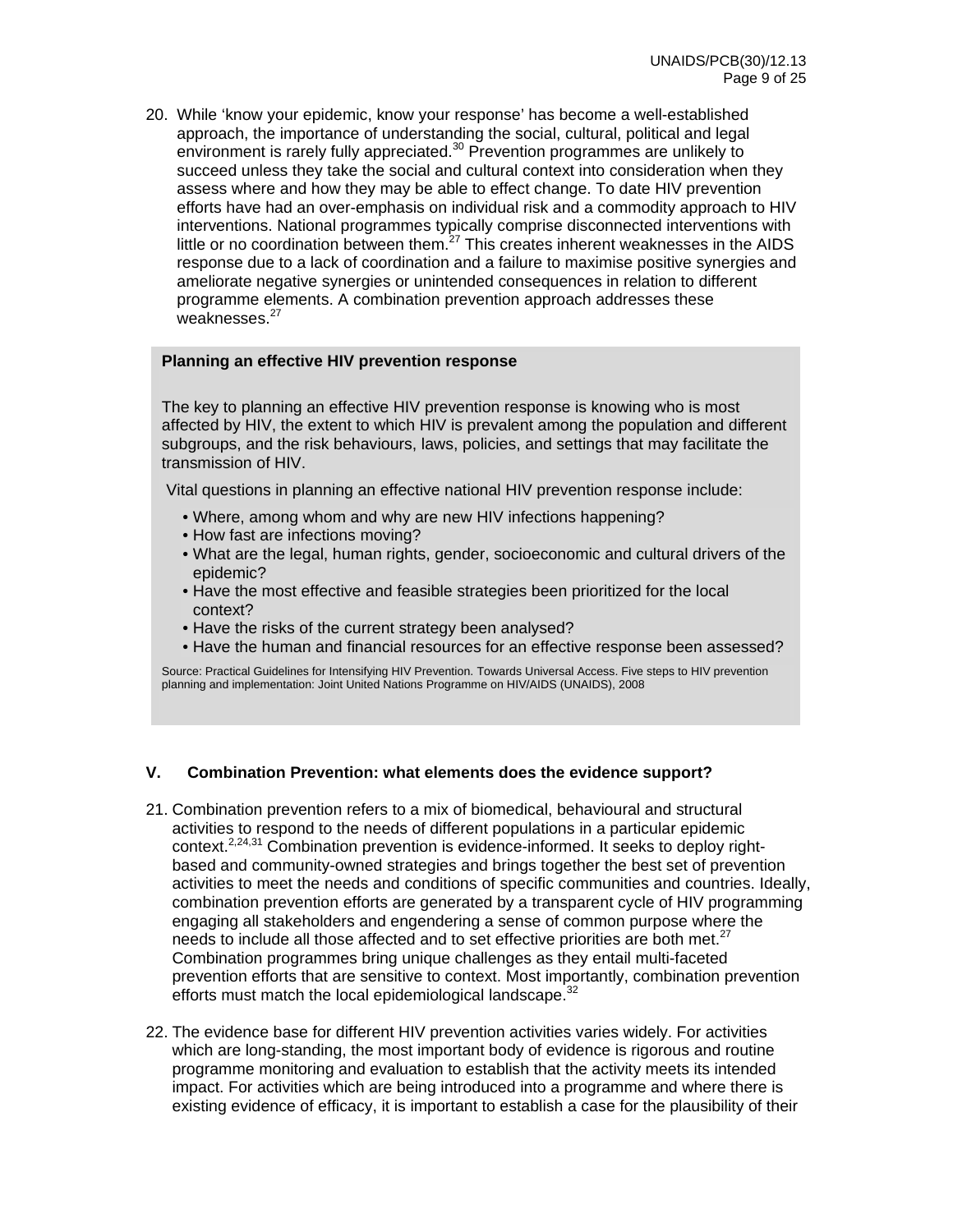20. While 'know your epidemic, know your response' has become a well-established approach, the importance of understanding the social, cultural, political and legal environment is rarely fully appreciated.[30] Prevention programmes are unlikely to succeed unless they take the social and cultural context into consideration when they assess where and how they may be able to effect change. To date HIV prevention efforts have had an over-emphasis on individual risk and a commodity approach to HIV interventions. National programmes typically comprise disconnected interventions with little or no coordination between them.[27] This creates inherent weaknesses in the AIDS response due to a lack of coordination and a failure to maximise positive synergies and ameliorate negative synergies or unintended consequences in relation to different programme elements. A combination prevention approach addresses these weaknesses.[27]

**Planning an effective HIV prevention response**

The key to planning an effective HIV prevention response is knowing who is most affected by HIV, the extent to which HIV is prevalent among the population and different subgroups, and the risk behaviours, laws, policies, and settings that may facilitate the transmission of HIV.

Vital questions in planning an effective national HIV prevention response include:

- Where, among whom and why are new HIV infections happening?
- How fast are infections moving?
- What are the legal, human rights, gender, socioeconomic and cultural drivers of the epidemic?
- Have the most effective and feasible strategies been prioritized for the local context?
- Have the risks of the current strategy been analysed?
- Have the human and financial resources for an effective response been assessed?

Source: Practical Guidelines for Intensifying HIV Prevention. Towards Universal Access. Five steps to HIV prevention planning and implementation: Joint United Nations Programme on HIV/AIDS (UNAIDS), 2008

## V. Combination Prevention: what elements does the evidence support?

21. Combination prevention refers to a mix of biomedical, behavioural and structural activities to respond to the needs of different populations in a particular epidemic context.[2,24,31] Combination prevention is evidence-informed. It seeks to deploy right-based and community-owned strategies and brings together the best set of prevention activities to meet the needs and conditions of specific communities and countries. Ideally, combination prevention efforts are generated by a transparent cycle of HIV programming engaging all stakeholders and engendering a sense of common purpose where the needs to include all those affected and to set effective priorities are both met.[27] Combination programmes bring unique challenges as they entail multi-faceted prevention efforts that are sensitive to context. Most importantly, combination prevention efforts must match the local epidemiological landscape.[32]

22. The evidence base for different HIV prevention activities varies widely. For activities which are long-standing, the most important body of evidence is rigorous and routine programme monitoring and evaluation to establish that the activity meets its intended impact. For activities which are being introduced into a programme and where there is existing evidence of efficacy, it is important to establish a case for the plausibility of their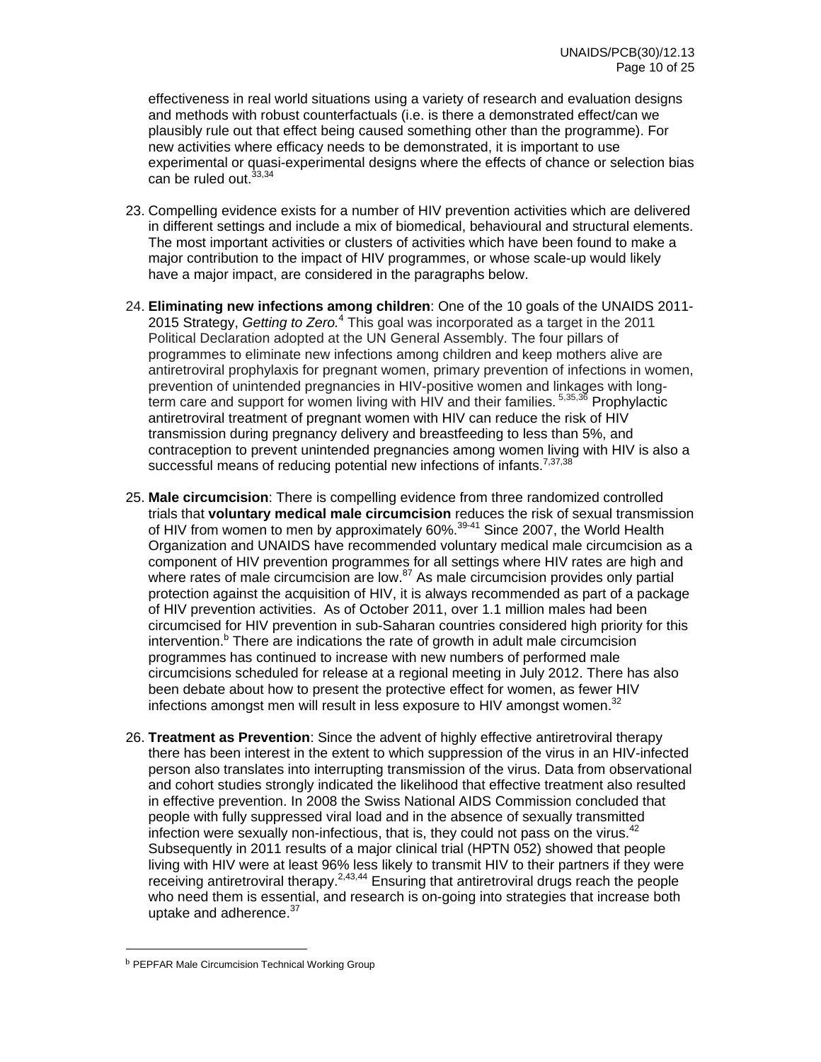effectiveness in real world situations using a variety of research and evaluation designs and methods with robust counterfactuals (i.e. is there a demonstrated effect/can we plausibly rule out that effect being caused something other than the programme). For new activities where efficacy needs to be demonstrated, it is important to use experimental or quasi-experimental designs where the effects of chance or selection bias can be ruled out.[33,34]

23. Compelling evidence exists for a number of HIV prevention activities which are delivered in different settings and include a mix of biomedical, behavioural and structural elements. The most important activities or clusters of activities which have been found to make a major contribution to the impact of HIV programmes, or whose scale-up would likely have a major impact, are considered in the paragraphs below.

24. **Eliminating new infections among children**: One of the 10 goals of the UNAIDS 2011-2015 Strategy, *Getting to Zero.*[4] This goal was incorporated as a target in the 2011 Political Declaration adopted at the UN General Assembly. The four pillars of programmes to eliminate new infections among children and keep mothers alive are antiretroviral prophylaxis for pregnant women, primary prevention of infections in women, prevention of unintended pregnancies in HIV-positive women and linkages with long-term care and support for women living with HIV and their families. [5,35,36] Prophylactic antiretroviral treatment of pregnant women with HIV can reduce the risk of HIV transmission during pregnancy delivery and breastfeeding to less than 5%, and contraception to prevent unintended pregnancies among women living with HIV is also a successful means of reducing potential new infections of infants.[7,37,38]

25. **Male circumcision**: There is compelling evidence from three randomized controlled trials that **voluntary medical male circumcision** reduces the risk of sexual transmission of HIV from women to men by approximately 60%.[39-41] Since 2007, the World Health Organization and UNAIDS have recommended voluntary medical male circumcision as a component of HIV prevention programmes for all settings where HIV rates are high and where rates of male circumcision are low.[87] As male circumcision provides only partial protection against the acquisition of HIV, it is always recommended as part of a package of HIV prevention activities. As of October 2011, over 1.1 million males had been circumcised for HIV prevention in sub-Saharan countries considered high priority for this intervention.[b] There are indications the rate of growth in adult male circumcision programmes has continued to increase with new numbers of performed male circumcisions scheduled for release at a regional meeting in July 2012. There has also been debate about how to present the protective effect for women, as fewer HIV infections amongst men will result in less exposure to HIV amongst women.[32]

26. **Treatment as Prevention**: Since the advent of highly effective antiretroviral therapy there has been interest in the extent to which suppression of the virus in an HIV-infected person also translates into interrupting transmission of the virus. Data from observational and cohort studies strongly indicated the likelihood that effective treatment also resulted in effective prevention. In 2008 the Swiss National AIDS Commission concluded that people with fully suppressed viral load and in the absence of sexually transmitted infection were sexually non-infectious, that is, they could not pass on the virus.[42] Subsequently in 2011 results of a major clinical trial (HPTN 052) showed that people living with HIV were at least 96% less likely to transmit HIV to their partners if they were receiving antiretroviral therapy.[2,43,44] Ensuring that antiretroviral drugs reach the people who need them is essential, and research is on-going into strategies that increase both uptake and adherence.[37]

---

[b] PEPFAR Male Circumcision Technical Working Group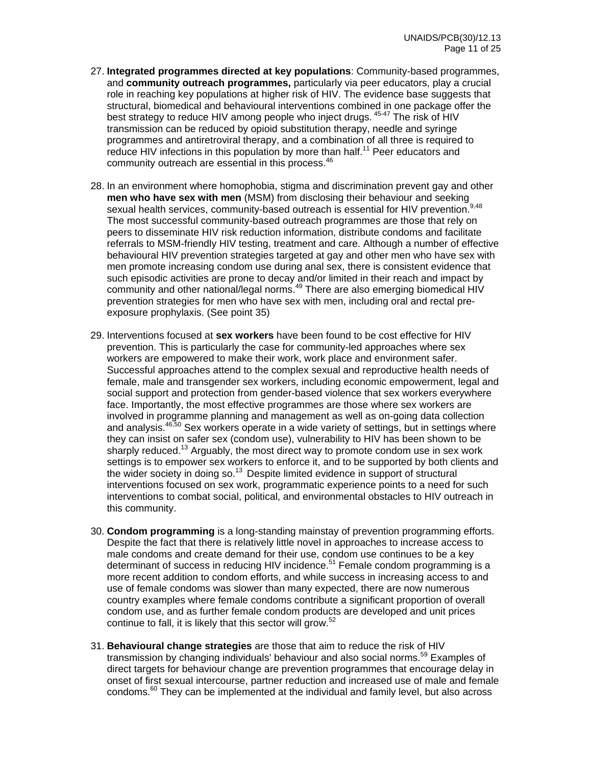27. **Integrated programmes directed at key populations**: Community-based programmes, and **community outreach programmes,** particularly via peer educators, play a crucial role in reaching key populations at higher risk of HIV. The evidence base suggests that structural, biomedical and behavioural interventions combined in one package offer the best strategy to reduce HIV among people who inject drugs. [45-47] The risk of HIV transmission can be reduced by opioid substitution therapy, needle and syringe programmes and antiretroviral therapy, and a combination of all three is required to reduce HIV infections in this population by more than half.[11] Peer educators and community outreach are essential in this process.[46]

28. In an environment where homophobia, stigma and discrimination prevent gay and other **men who have sex with men** (MSM) from disclosing their behaviour and seeking sexual health services, community-based outreach is essential for HIV prevention.[9,48] The most successful community-based outreach programmes are those that rely on peers to disseminate HIV risk reduction information, distribute condoms and facilitate referrals to MSM-friendly HIV testing, treatment and care. Although a number of effective behavioural HIV prevention strategies targeted at gay and other men who have sex with men promote increasing condom use during anal sex, there is consistent evidence that such episodic activities are prone to decay and/or limited in their reach and impact by community and other national/legal norms.[49] There are also emerging biomedical HIV prevention strategies for men who have sex with men, including oral and rectal pre-exposure prophylaxis. (See point 35)

29. Interventions focused at **sex workers** have been found to be cost effective for HIV prevention. This is particularly the case for community-led approaches where sex workers are empowered to make their work, work place and environment safer. Successful approaches attend to the complex sexual and reproductive health needs of female, male and transgender sex workers, including economic empowerment, legal and social support and protection from gender-based violence that sex workers everywhere face. Importantly, the most effective programmes are those where sex workers are involved in programme planning and management as well as on-going data collection and analysis.[46,50] Sex workers operate in a wide variety of settings, but in settings where they can insist on safer sex (condom use), vulnerability to HIV has been shown to be sharply reduced.[13] Arguably, the most direct way to promote condom use in sex work settings is to empower sex workers to enforce it, and to be supported by both clients and the wider society in doing so.[13] Despite limited evidence in support of structural interventions focused on sex work, programmatic experience points to a need for such interventions to combat social, political, and environmental obstacles to HIV outreach in this community.

30. **Condom programming** is a long-standing mainstay of prevention programming efforts. Despite the fact that there is relatively little novel in approaches to increase access to male condoms and create demand for their use, condom use continues to be a key determinant of success in reducing HIV incidence.[51] Female condom programming is a more recent addition to condom efforts, and while success in increasing access to and use of female condoms was slower than many expected, there are now numerous country examples where female condoms contribute a significant proportion of overall condom use, and as further female condom products are developed and unit prices continue to fall, it is likely that this sector will grow.[52]

31. **Behavioural change strategies** are those that aim to reduce the risk of HIV transmission by changing individuals' behaviour and also social norms.[59] Examples of direct targets for behaviour change are prevention programmes that encourage delay in onset of first sexual intercourse, partner reduction and increased use of male and female condoms.[60] They can be implemented at the individual and family level, but also across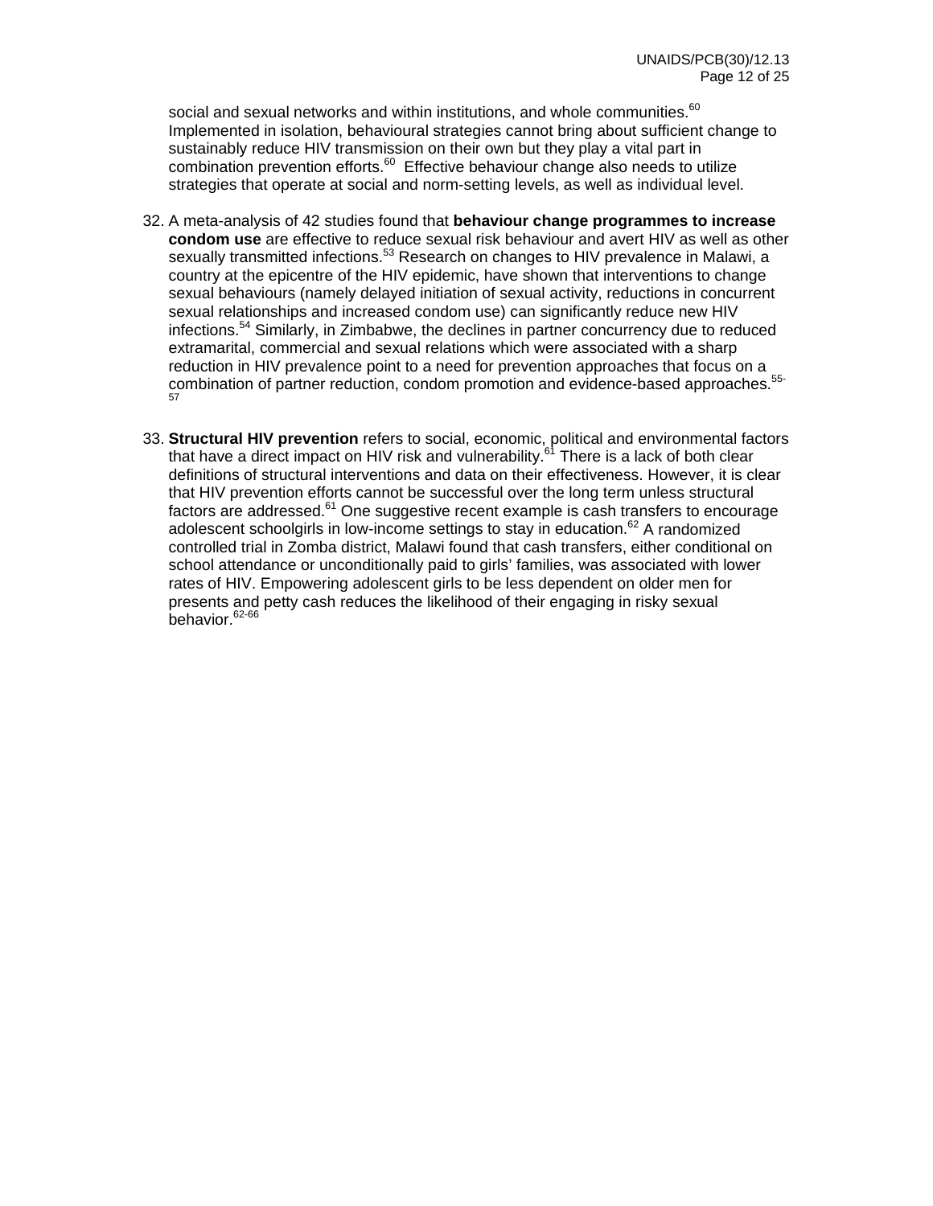social and sexual networks and within institutions, and whole communities.[60] Implemented in isolation, behavioural strategies cannot bring about sufficient change to sustainably reduce HIV transmission on their own but they play a vital part in combination prevention efforts.[60] Effective behaviour change also needs to utilize strategies that operate at social and norm-setting levels, as well as individual level.

32. A meta-analysis of 42 studies found that **behaviour change programmes to increase condom use** are effective to reduce sexual risk behaviour and avert HIV as well as other sexually transmitted infections.[53] Research on changes to HIV prevalence in Malawi, a country at the epicentre of the HIV epidemic, have shown that interventions to change sexual behaviours (namely delayed initiation of sexual activity, reductions in concurrent sexual relationships and increased condom use) can significantly reduce new HIV infections.[54] Similarly, in Zimbabwe, the declines in partner concurrency due to reduced extramarital, commercial and sexual relations which were associated with a sharp reduction in HIV prevalence point to a need for prevention approaches that focus on a combination of partner reduction, condom promotion and evidence-based approaches.[55-57]

33. **Structural HIV prevention** refers to social, economic, political and environmental factors that have a direct impact on HIV risk and vulnerability.[61] There is a lack of both clear definitions of structural interventions and data on their effectiveness. However, it is clear that HIV prevention efforts cannot be successful over the long term unless structural factors are addressed.[61] One suggestive recent example is cash transfers to encourage adolescent schoolgirls in low-income settings to stay in education.[62] A randomized controlled trial in Zomba district, Malawi found that cash transfers, either conditional on school attendance or unconditionally paid to girls' families, was associated with lower rates of HIV. Empowering adolescent girls to be less dependent on older men for presents and petty cash reduces the likelihood of their engaging in risky sexual behavior.[62-66]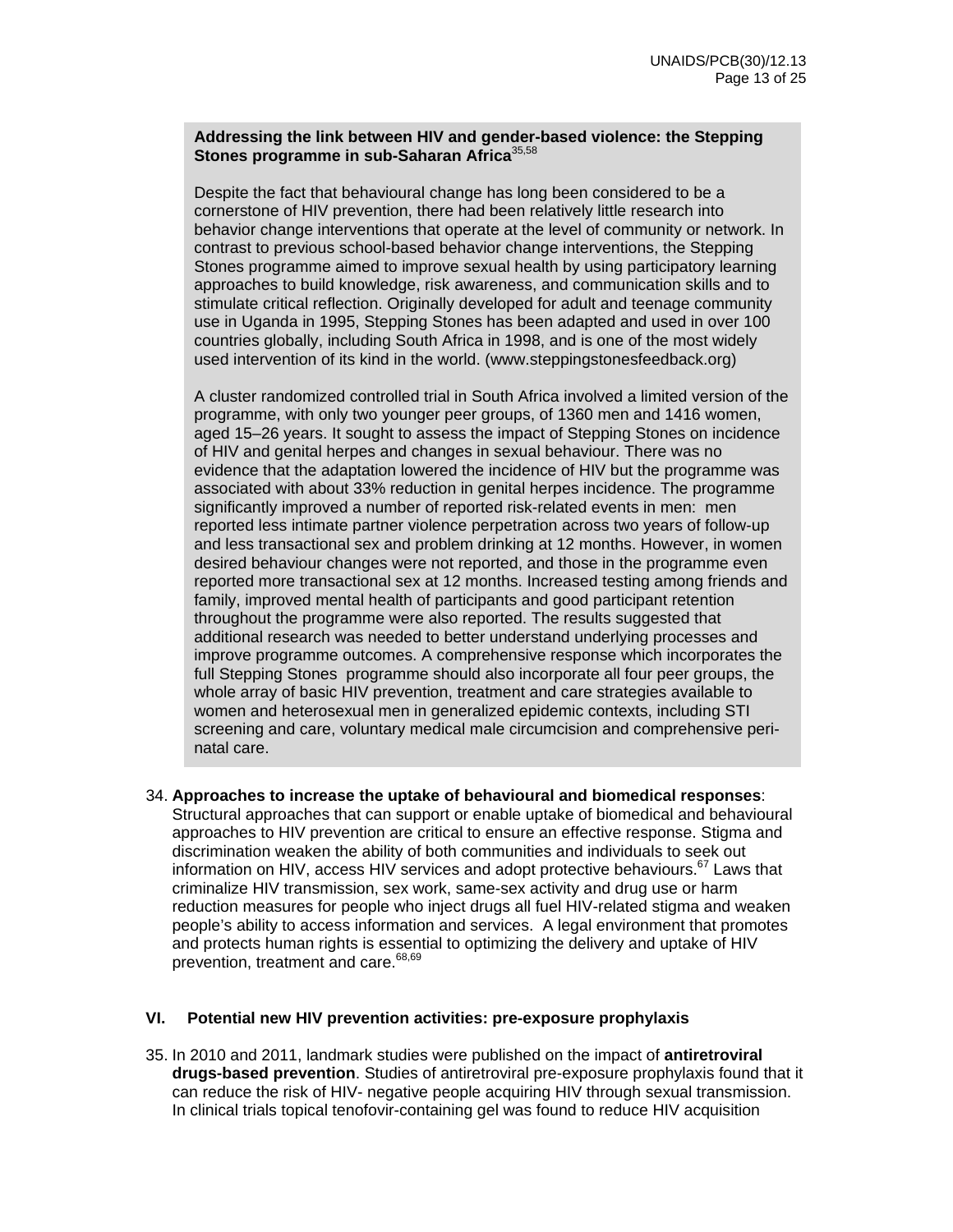**Addressing the link between HIV and gender-based violence: the Stepping Stones programme in sub-Saharan Africa**[35,58]

Despite the fact that behavioural change has long been considered to be a cornerstone of HIV prevention, there had been relatively little research into behavior change interventions that operate at the level of community or network. In contrast to previous school-based behavior change interventions, the Stepping Stones programme aimed to improve sexual health by using participatory learning approaches to build knowledge, risk awareness, and communication skills and to stimulate critical reflection. Originally developed for adult and teenage community use in Uganda in 1995, Stepping Stones has been adapted and used in over 100 countries globally, including South Africa in 1998, and is one of the most widely used intervention of its kind in the world. (www.steppingstonesfeedback.org)

A cluster randomized controlled trial in South Africa involved a limited version of the programme, with only two younger peer groups, of 1360 men and 1416 women, aged 15–26 years. It sought to assess the impact of Stepping Stones on incidence of HIV and genital herpes and changes in sexual behaviour. There was no evidence that the adaptation lowered the incidence of HIV but the programme was associated with about 33% reduction in genital herpes incidence. The programme significantly improved a number of reported risk-related events in men: men reported less intimate partner violence perpetration across two years of follow-up and less transactional sex and problem drinking at 12 months. However, in women desired behaviour changes were not reported, and those in the programme even reported more transactional sex at 12 months. Increased testing among friends and family, improved mental health of participants and good participant retention throughout the programme were also reported. The results suggested that additional research was needed to better understand underlying processes and improve programme outcomes. A comprehensive response which incorporates the full Stepping Stones programme should also incorporate all four peer groups, the whole array of basic HIV prevention, treatment and care strategies available to women and heterosexual men in generalized epidemic contexts, including STI screening and care, voluntary medical male circumcision and comprehensive peri-natal care.

34. **Approaches to increase the uptake of behavioural and biomedical responses**: Structural approaches that can support or enable uptake of biomedical and behavioural approaches to HIV prevention are critical to ensure an effective response. Stigma and discrimination weaken the ability of both communities and individuals to seek out information on HIV, access HIV services and adopt protective behaviours.[67] Laws that criminalize HIV transmission, sex work, same-sex activity and drug use or harm reduction measures for people who inject drugs all fuel HIV-related stigma and weaken people's ability to access information and services. A legal environment that promotes and protects human rights is essential to optimizing the delivery and uptake of HIV prevention, treatment and care.[68,69]

## VI. Potential new HIV prevention activities: pre-exposure prophylaxis

35. In 2010 and 2011, landmark studies were published on the impact of **antiretroviral drugs-based prevention**. Studies of antiretroviral pre-exposure prophylaxis found that it can reduce the risk of HIV- negative people acquiring HIV through sexual transmission. In clinical trials topical tenofovir-containing gel was found to reduce HIV acquisition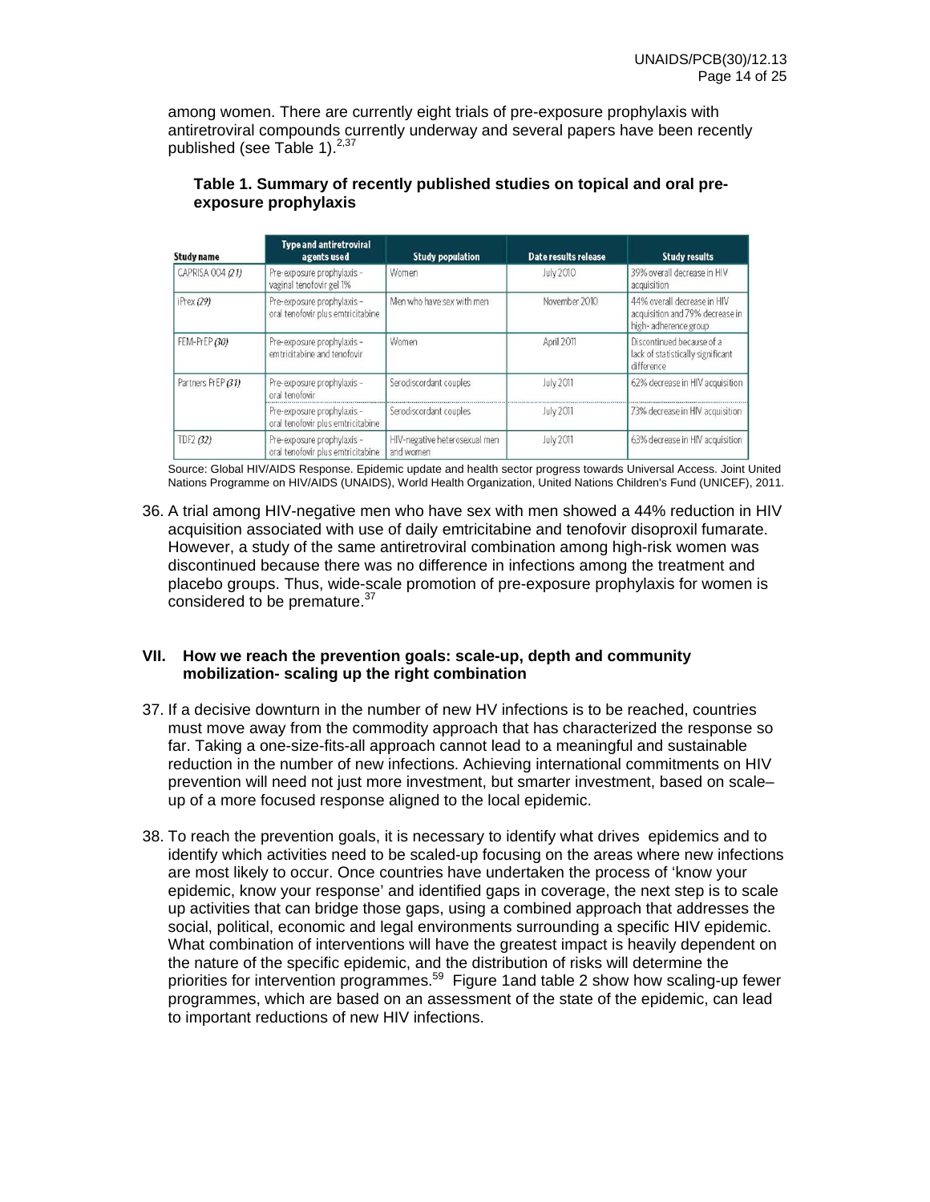among women. There are currently eight trials of pre-exposure prophylaxis with antiretroviral compounds currently underway and several papers have been recently published (see Table 1).[2,37]

**Table 1. Summary of recently published studies on topical and oral pre-exposure prophylaxis**

| Study name | Type and antiretroviral agents used | Study population | Date results release | Study results |
|---|---|---|---|---|
| CAPRISA 004 *(21)* | Pre-exposure prophylaxis – vaginal tenofovir gel 1% | Women | July 2010 | 39% overall decrease in HIV acquisition |
| iPrex *(29)* | Pre-exposure prophylaxis – oral tenofovir plus emtricitabine | Men who have sex with men | November 2010 | 44% overall decrease in HIV acquisition and 79% decrease in high-adherence group |
| FEM-PrEP *(30)* | Pre-exposure prophylaxis – emtricitabine and tenofovir | Women | April 2011 | Discontinued because of a lack of statistically significant difference |
| Partners PrEP *(31)* | Pre-exposure prophylaxis – oral tenofovir | Serodiscordant couples | July 2011 | 62% decrease in HIV acquisition |
| | Pre-exposure prophylaxis – oral tenofovir plus emtricitabine | Serodiscordant couples | July 2011 | 73% decrease in HIV acquisition |
| TDF2 *(32)* | Pre-exposure prophylaxis – oral tenofovir plus emtricitabine | HIV-negative heterosexual men and women | July 2011 | 63% decrease in HIV acquisition |

Source: Global HIV/AIDS Response. Epidemic and health sector progress towards Universal Access. Joint United Nations Programme on HIV/AIDS (UNAIDS), World Health Organization, United Nations Children's Fund (UNICEF), 2011.

36. A trial among HIV-negative men who have sex with men showed a 44% reduction in HIV acquisition associated with use of daily emtricitabine and tenofovir disoproxil fumarate. However, a study of the same antiretroviral combination among high-risk women was discontinued because there was no difference in infections among the treatment and placebo groups. Thus, wide-scale promotion of pre-exposure prophylaxis for women is considered to be premature.[37]

## VII. How we reach the prevention goals: scale-up, depth and community mobilization- scaling up the right combination

37. If a decisive downturn in the number of new HV infections is to be reached, countries must move away from the commodity approach that has characterized the response so far. Taking a one-size-fits-all approach cannot lead to a meaningful and sustainable reduction in the number of new infections. Achieving international commitments on HIV prevention will need not just more investment, but smarter investment, based on scale–up of a more focused response aligned to the local epidemic.

38. To reach the prevention goals, it is necessary to identify what drives epidemics and to identify which activities need to be scaled-up focusing on the areas where new infections are most likely to occur. Once countries have undertaken the process of 'know your epidemic, know your response' and identified gaps in coverage, the next step is to scale up activities that can bridge those gaps, using a combined approach that addresses the social, political, economic and legal environments surrounding a specific HIV epidemic. What combination of interventions will have the greatest impact is heavily dependent on the nature of the specific epidemic, and the distribution of risks will determine the priorities for intervention programmes.[59] Figure 1and table 2 show how scaling-up fewer programmes, which are based on an assessment of the state of the epidemic, can lead to important reductions of new HIV infections.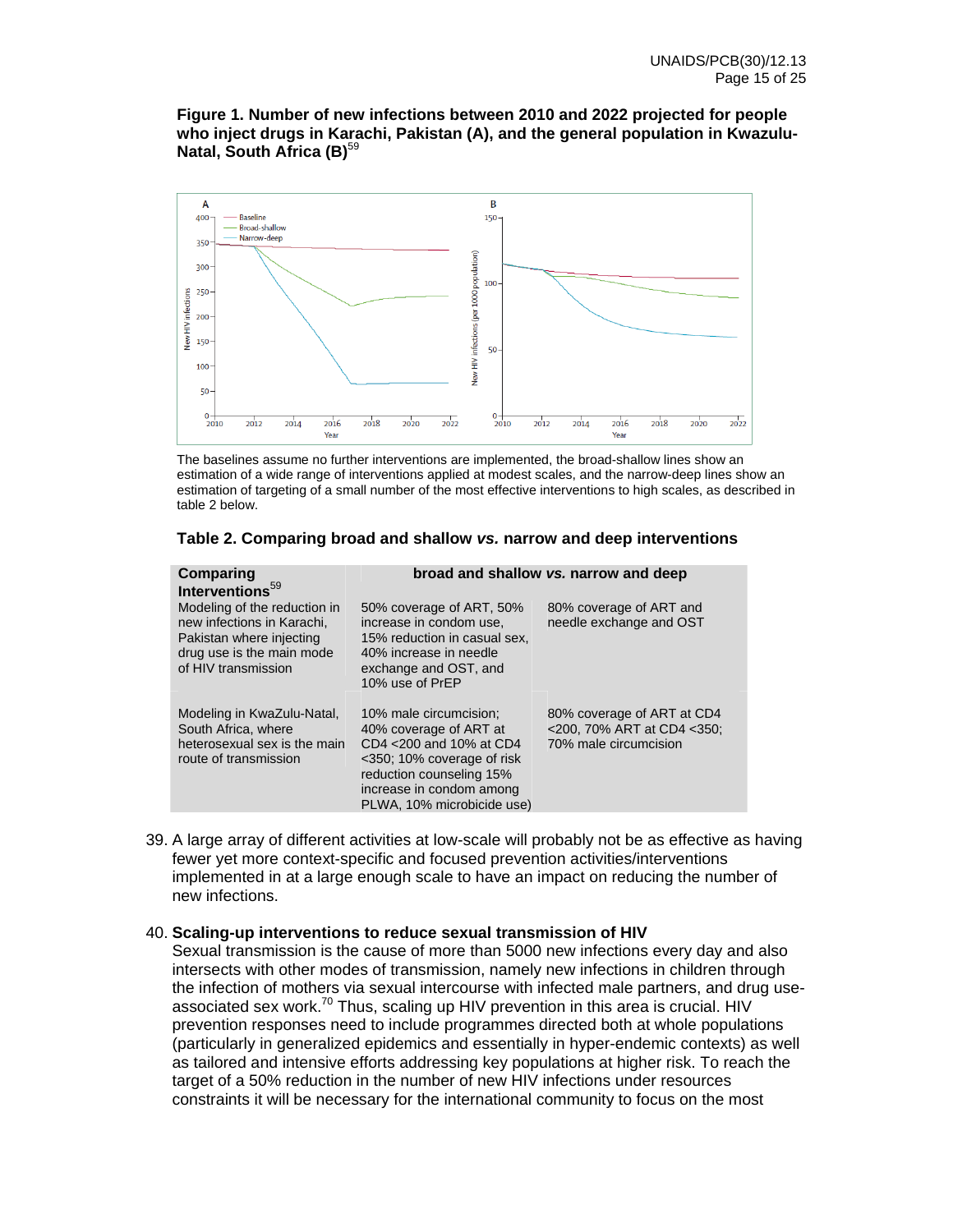**Figure 1. Number of new infections between 2010 and 2022 projected for people who inject drugs in Karachi, Pakistan (A), and the general population in Kwazulu-Natal, South Africa (B)**[59]

The baselines assume no further interventions are implemented, the broad-shallow lines show an estimation of a wide range of interventions applied at modest scales, and the narrow-deep lines show an estimation of targeting of a small number of the most effective interventions to high scales, as described in table 2 below.

**Table 2. Comparing broad and shallow *vs.* narrow and deep interventions**

| **Comparing Interventions**[59] | **broad and shallow *vs.* narrow and deep** | |
|---|---|---|
| Modeling of the reduction in new infections in Karachi, Pakistan where injecting drug use is the main mode of HIV transmission | 50% coverage of ART, 50% increase in condom use, 15% reduction in casual sex, 40% increase in needle exchange and OST, and 10% use of PrEP | 80% coverage of ART and needle exchange and OST |
| Modeling in KwaZulu-Natal, South Africa, where heterosexual sex is the main route of transmission | 10% male circumcision; 40% coverage of ART at CD4 <200 and 10% at CD4 <350; 10% coverage of risk reduction counseling 15% increase in condom among PLWA, 10% microbicide use) | 80% coverage of ART at CD4 <200, 70% ART at CD4 <350; 70% male circumcision |

39. A large array of different activities at low-scale will probably not be as effective as having fewer yet more context-specific and focused prevention activities/interventions implemented in at a large enough scale to have an impact on reducing the number of new infections.

40. **Scaling-up interventions to reduce sexual transmission of HIV**
Sexual transmission is the cause of more than 5000 new infections every day and also intersects with other modes of transmission, namely new infections in children through the infection of mothers via sexual intercourse with infected male partners, and drug use-associated sex work.[70] Thus, scaling up HIV prevention in this area is crucial. HIV prevention responses need to include programmes directed both at whole populations (particularly in generalized epidemics and essentially in hyper-endemic contexts) as well as tailored and intensive efforts addressing key populations at higher risk. To reach the target of a 50% reduction in the number of new HIV infections under resources constraints it will be necessary for the international community to focus on the most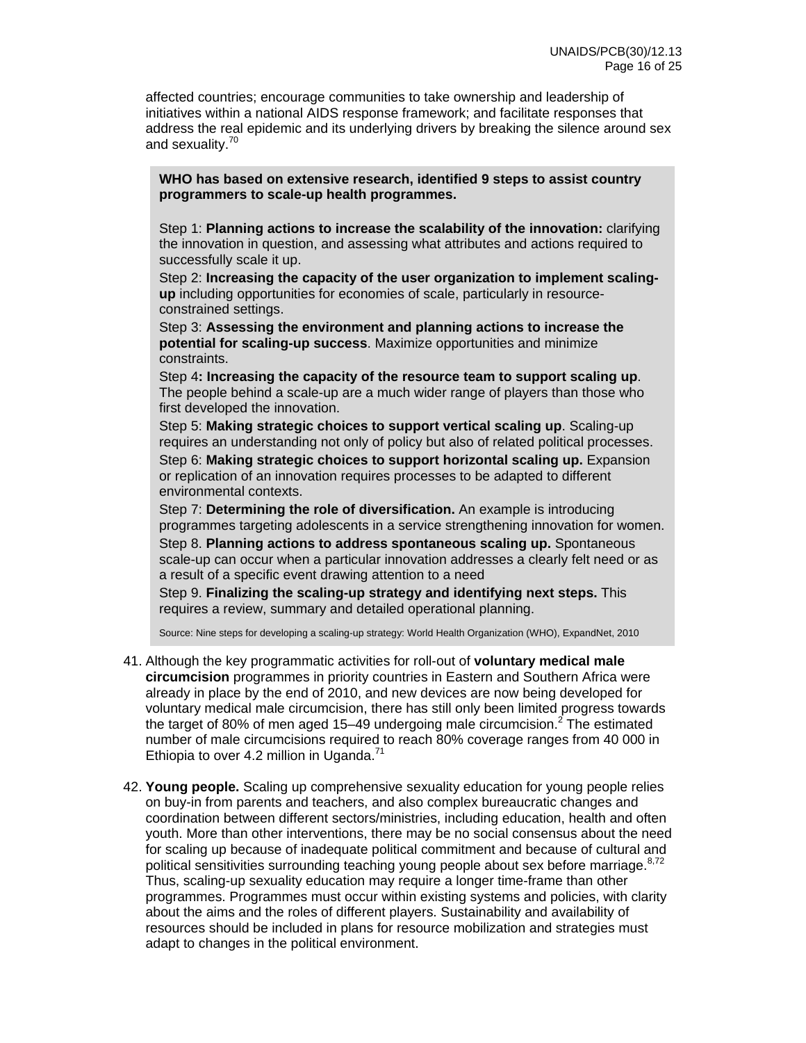affected countries; encourage communities to take ownership and leadership of initiatives within a national AIDS response framework; and facilitate responses that address the real epidemic and its underlying drivers by breaking the silence around sex and sexuality.[70]

> **WHO has based on extensive research, identified 9 steps to assist country programmers to scale-up health programmes.**
>
> Step 1: **Planning actions to increase the scalability of the innovation:** clarifying the innovation in question, and assessing what attributes and actions required to successfully scale it up.
>
> Step 2: **Increasing the capacity of the user organization to implement scaling-up** including opportunities for economies of scale, particularly in resource-constrained settings.
>
> Step 3: **Assessing the environment and planning actions to increase the potential for scaling-up success**. Maximize opportunities and minimize constraints.
>
> Step 4**: Increasing the capacity of the resource team to support scaling up**. The people behind a scale-up are a much wider range of players than those who first developed the innovation.
>
> Step 5: **Making strategic choices to support vertical scaling up**. Scaling-up requires an understanding not only of policy but also of related political processes.
>
> Step 6: **Making strategic choices to support horizontal scaling up.** Expansion or replication of an innovation requires processes to be adapted to different environmental contexts.
>
> Step 7: **Determining the role of diversification.** An example is introducing programmes targeting adolescents in a service strengthening innovation for women.
>
> Step 8. **Planning actions to address spontaneous scaling up.** Spontaneous scale-up can occur when a particular innovation addresses a clearly felt need or as a result of a specific event drawing attention to a need
>
> Step 9. **Finalizing the scaling-up strategy and identifying next steps.** This requires a review, summary and detailed operational planning.
>
> Source: Nine steps for developing a scaling-up strategy: World Health Organization (WHO), ExpandNet, 2010

41. Although the key programmatic activities for roll-out of **voluntary medical male circumcision** programmes in priority countries in Eastern and Southern Africa were already in place by the end of 2010, and new devices are now being developed for voluntary medical male circumcision, there has still only been limited progress towards the target of 80% of men aged 15–49 undergoing male circumcision.[2] The estimated number of male circumcisions required to reach 80% coverage ranges from 40 000 in Ethiopia to over 4.2 million in Uganda.[71]

42. **Young people.** Scaling up comprehensive sexuality education for young people relies on buy-in from parents and teachers, and also complex bureaucratic changes and coordination between different sectors/ministries, including education, health and often youth. More than other interventions, there may be no social consensus about the need for scaling up because of inadequate political commitment and because of cultural and political sensitivities surrounding teaching young people about sex before marriage.[8,72] Thus, scaling-up sexuality education may require a longer time-frame than other programmes. Programmes must occur within existing systems and policies, with clarity about the aims and the roles of different players. Sustainability and availability of resources should be included in plans for resource mobilization and strategies must adapt to changes in the political environment.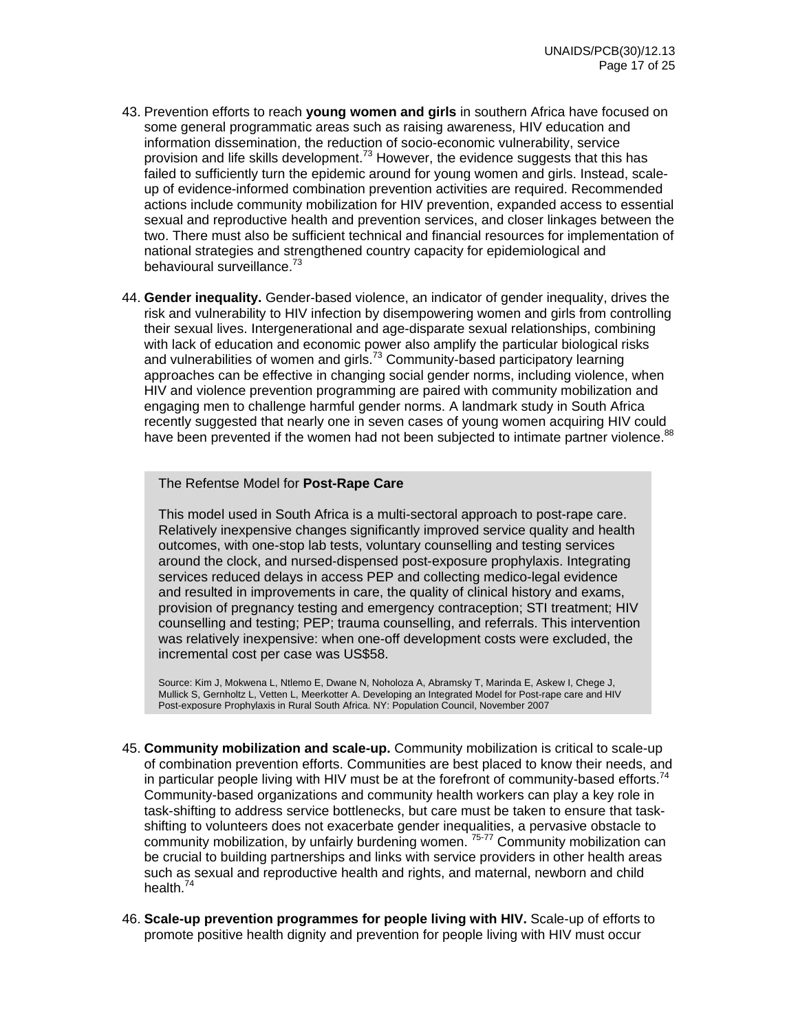43. Prevention efforts to reach **young women and girls** in southern Africa have focused on some general programmatic areas such as raising awareness, HIV education and information dissemination, the reduction of socio-economic vulnerability, service provision and life skills development.[73] However, the evidence suggests that this has failed to sufficiently turn the epidemic around for young women and girls. Instead, scale-up of evidence-informed combination prevention activities are required. Recommended actions include community mobilization for HIV prevention, expanded access to essential sexual and reproductive health and prevention services, and closer linkages between the two. There must also be sufficient technical and financial resources for implementation of national strategies and strengthened country capacity for epidemiological and behavioural surveillance.[73]

44. **Gender inequality.** Gender-based violence, an indicator of gender inequality, drives the risk and vulnerability to HIV infection by disempowering women and girls from controlling their sexual lives. Intergenerational and age-disparate sexual relationships, combining with lack of education and economic power also amplify the particular biological risks and vulnerabilities of women and girls.[73] Community-based participatory learning approaches can be effective in changing social gender norms, including violence, when HIV and violence prevention programming are paired with community mobilization and engaging men to challenge harmful gender norms. A landmark study in South Africa recently suggested that nearly one in seven cases of young women acquiring HIV could have been prevented if the women had not been subjected to intimate partner violence.[88]

> The Refentse Model for **Post-Rape Care**
>
> This model used in South Africa is a multi-sectoral approach to post-rape care. Relatively inexpensive changes significantly improved service quality and health outcomes, with one-stop lab tests, voluntary counselling and testing services around the clock, and nursed-dispensed post-exposure prophylaxis. Integrating services reduced delays in access PEP and collecting medico-legal evidence and resulted in improvements in care, the quality of clinical history and exams, provision of pregnancy testing and emergency contraception; STI treatment; HIV counselling and testing; PEP; trauma counselling, and referrals. This intervention was relatively inexpensive: when one-off development costs were excluded, the incremental cost per case was US$58.
>
> Source: Kim J, Mokwena L, Ntlemo E, Dwane N, Noholoza A, Abramsky T, Marinda E, Askew I, Chege J, Mullick S, Gernholtz L, Vetten L, Meerkotter A. Developing an Integrated Model for Post-rape care and HIV Post-exposure Prophylaxis in Rural South Africa. NY: Population Council, November 2007

45. **Community mobilization and scale-up.** Community mobilization is critical to scale-up of combination prevention efforts. Communities are best placed to know their needs, and in particular people living with HIV must be at the forefront of community-based efforts.[74] Community-based organizations and community health workers can play a key role in task-shifting to address service bottlenecks, but care must be taken to ensure that task-shifting to volunteers does not exacerbate gender inequalities, a pervasive obstacle to community mobilization, by unfairly burdening women. [75-77] Community mobilization can be crucial to building partnerships and links with service providers in other health areas such as sexual and reproductive health and rights, and maternal, newborn and child health.[74]

46. **Scale-up prevention programmes for people living with HIV.** Scale-up of efforts to promote positive health dignity and prevention for people living with HIV must occur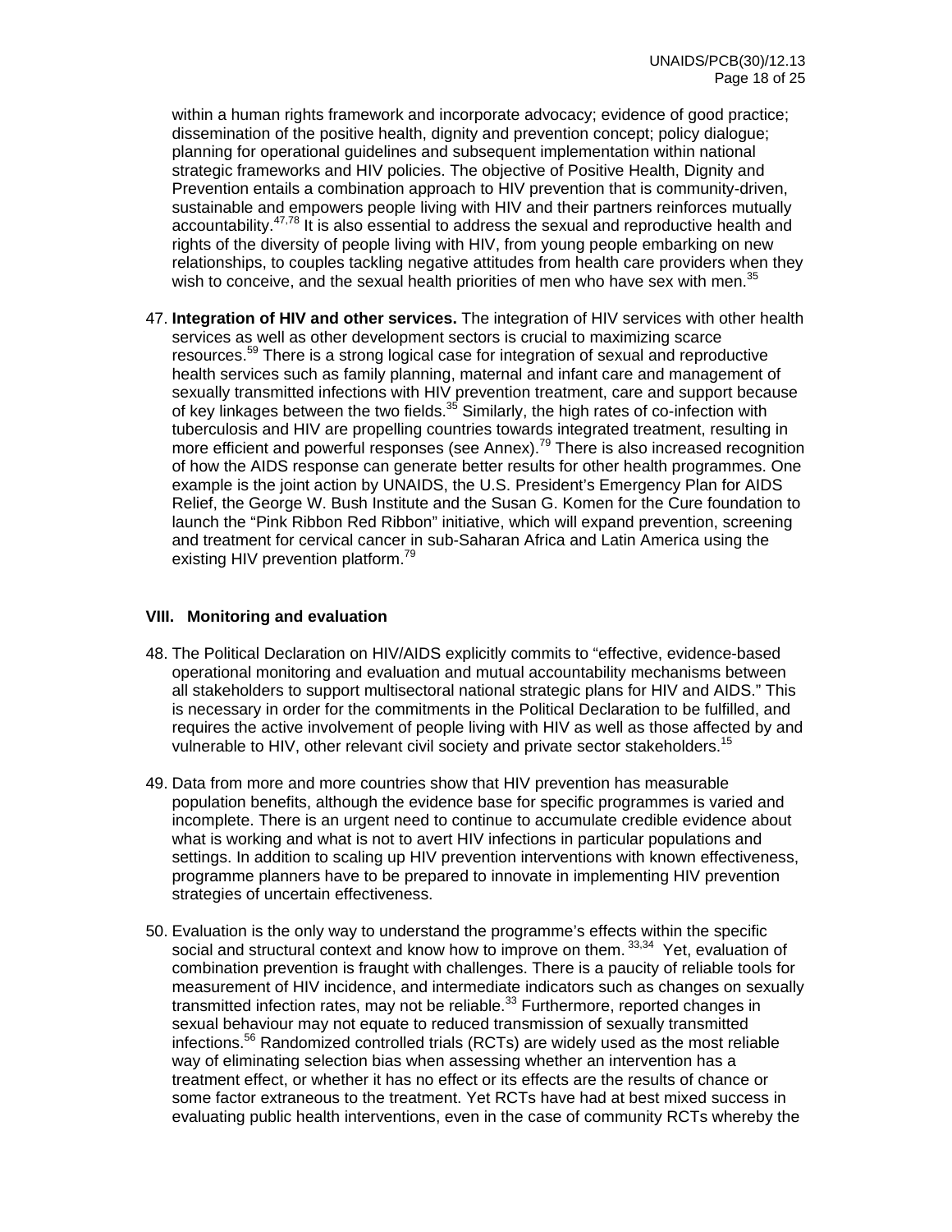within a human rights framework and incorporate advocacy; evidence of good practice; dissemination of the positive health, dignity and prevention concept; policy dialogue; planning for operational guidelines and subsequent implementation within national strategic frameworks and HIV policies. The objective of Positive Health, Dignity and Prevention entails a combination approach to HIV prevention that is community-driven, sustainable and empowers people living with HIV and their partners reinforces mutually accountability.[47,78] It is also essential to address the sexual and reproductive health and rights of the diversity of people living with HIV, from young people embarking on new relationships, to couples tackling negative attitudes from health care providers when they wish to conceive, and the sexual health priorities of men who have sex with men.[35]

47. **Integration of HIV and other services.** The integration of HIV services with other health services as well as other development sectors is crucial to maximizing scarce resources.[59] There is a strong logical case for integration of sexual and reproductive health services such as family planning, maternal and infant care and management of sexually transmitted infections with HIV prevention treatment, care and support because of key linkages between the two fields.[35] Similarly, the high rates of co-infection with tuberculosis and HIV are propelling countries towards integrated treatment, resulting in more efficient and powerful responses (see Annex).[79] There is also increased recognition of how the AIDS response can generate better results for other health programmes. One example is the joint action by UNAIDS, the U.S. President's Emergency Plan for AIDS Relief, the George W. Bush Institute and the Susan G. Komen for the Cure foundation to launch the "Pink Ribbon Red Ribbon" initiative, which will expand prevention, screening and treatment for cervical cancer in sub-Saharan Africa and Latin America using the existing HIV prevention platform.[79]

## VIII. Monitoring and evaluation

48. The Political Declaration on HIV/AIDS explicitly commits to "effective, evidence-based operational monitoring and evaluation and mutual accountability mechanisms between all stakeholders to support multisectoral national strategic plans for HIV and AIDS." This is necessary in order for the commitments in the Political Declaration to be fulfilled, and requires the active involvement of people living with HIV as well as those affected by and vulnerable to HIV, other relevant civil society and private sector stakeholders.[15]

49. Data from more and more countries show that HIV prevention has measurable population benefits, although the evidence base for specific programmes is varied and incomplete. There is an urgent need to continue to accumulate credible evidence about what is working and what is not to avert HIV infections in particular populations and settings. In addition to scaling up HIV prevention interventions with known effectiveness, programme planners have to be prepared to innovate in implementing HIV prevention strategies of uncertain effectiveness.

50. Evaluation is the only way to understand the programme's effects within the specific social and structural context and know how to improve on them.[33,34] Yet, evaluation of combination prevention is fraught with challenges. There is a paucity of reliable tools for measurement of HIV incidence, and intermediate indicators such as changes on sexually transmitted infection rates, may not be reliable.[33] Furthermore, reported changes in sexual behaviour may not equate to reduced transmission of sexually transmitted infections.[56] Randomized controlled trials (RCTs) are widely used as the most reliable way of eliminating selection bias when assessing whether an intervention has a treatment effect, or whether it has no effect or its effects are the results of chance or some factor extraneous to the treatment. Yet RCTs have had at best mixed success in evaluating public health interventions, even in the case of community RCTs whereby the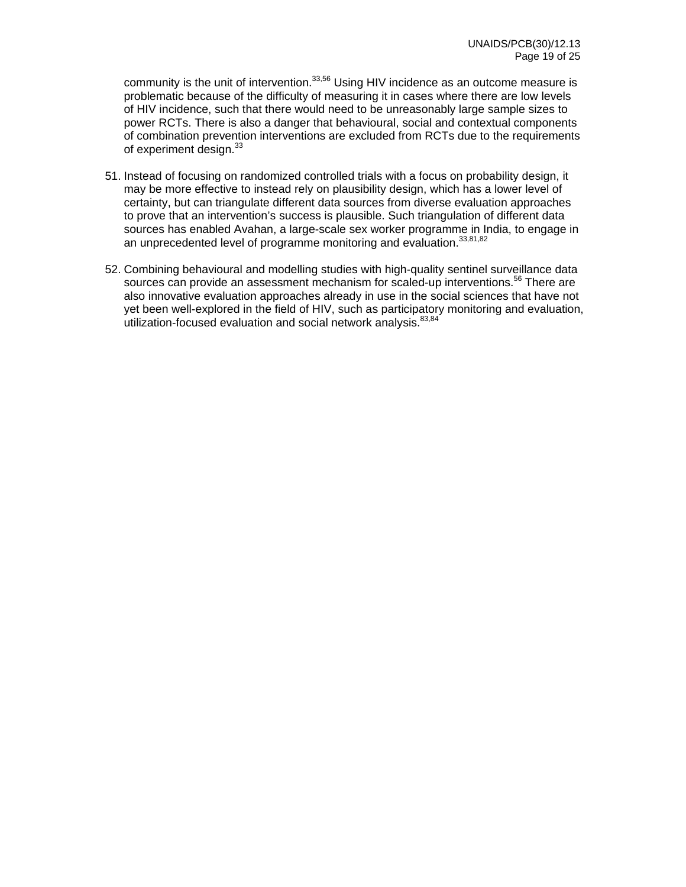community is the unit of intervention.[33,56] Using HIV incidence as an outcome measure is problematic because of the difficulty of measuring it in cases where there are low levels of HIV incidence, such that there would need to be unreasonably large sample sizes to power RCTs. There is also a danger that behavioural, social and contextual components of combination prevention interventions are excluded from RCTs due to the requirements of experiment design.[33]

51. Instead of focusing on randomized controlled trials with a focus on probability design, it may be more effective to instead rely on plausibility design, which has a lower level of certainty, but can triangulate different data sources from diverse evaluation approaches to prove that an intervention's success is plausible. Such triangulation of different data sources has enabled Avahan, a large-scale sex worker programme in India, to engage in an unprecedented level of programme monitoring and evaluation.[33,81,82]

52. Combining behavioural and modelling studies with high-quality sentinel surveillance data sources can provide an assessment mechanism for scaled-up interventions.[56] There are also innovative evaluation approaches already in use in the social sciences that have not yet been well-explored in the field of HIV, such as participatory monitoring and evaluation, utilization-focused evaluation and social network analysis.[83,84]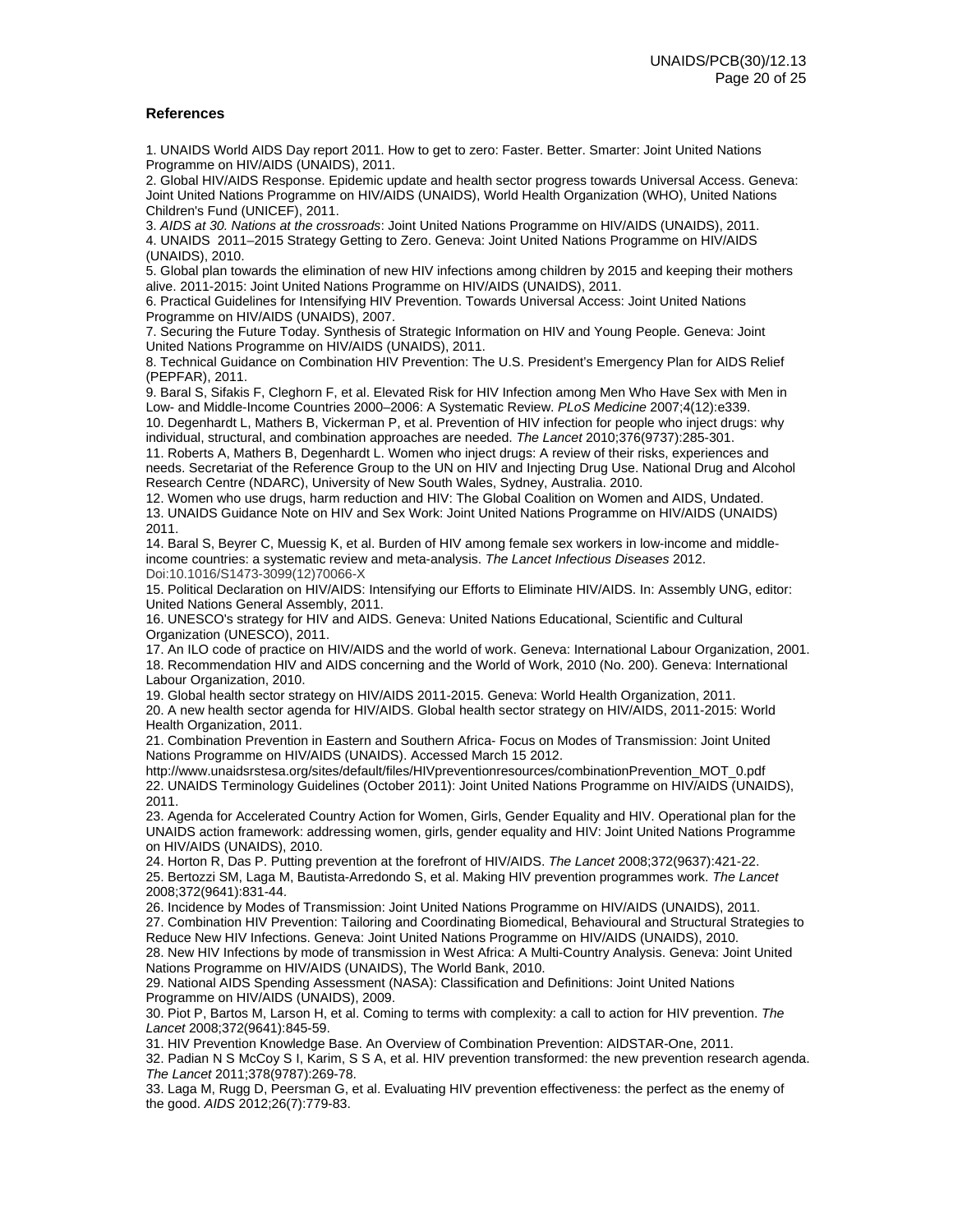### References

1. UNAIDS World AIDS Day report 2011. How to get to zero: Faster. Better. Smarter: Joint United Nations Programme on HIV/AIDS (UNAIDS), 2011.
2. Global HIV/AIDS Response. Epidemic update and health sector progress towards Universal Access. Geneva: Joint United Nations Programme on HIV/AIDS (UNAIDS), World Health Organization (WHO), United Nations Children's Fund (UNICEF), 2011.
3. *AIDS at 30. Nations at the crossroads*: Joint United Nations Programme on HIV/AIDS (UNAIDS), 2011.
4. UNAIDS 2011–2015 Strategy Getting to Zero. Geneva: Joint United Nations Programme on HIV/AIDS (UNAIDS), 2010.
5. Global plan towards the elimination of new HIV infections among children by 2015 and keeping their mothers alive. 2011-2015: Joint United Nations Programme on HIV/AIDS (UNAIDS), 2011.
6. Practical Guidelines for Intensifying HIV Prevention. Towards Universal Access: Joint United Nations Programme on HIV/AIDS (UNAIDS), 2007.
7. Securing the Future Today. Synthesis of Strategic Information on HIV and Young People. Geneva: Joint United Nations Programme on HIV/AIDS (UNAIDS), 2011.
8. Technical Guidance on Combination HIV Prevention: The U.S. President's Emergency Plan for AIDS Relief (PEPFAR), 2011.
9. Baral S, Sifakis F, Cleghorn F, et al. Elevated Risk for HIV Infection among Men Who Have Sex with Men in Low- and Middle-Income Countries 2000–2006: A Systematic Review. *PLoS Medicine* 2007;4(12):e339.
10. Degenhardt L, Mathers B, Vickerman P, et al. Prevention of HIV infection for people who inject drugs: why individual, structural, and combination approaches are needed. *The Lancet* 2010;376(9737):285-301.
11. Roberts A, Mathers B, Degenhardt L. Women who inject drugs: A review of their risks, experiences and needs. Secretariat of the Reference Group to the UN on HIV and Injecting Drug Use. National Drug and Alcohol Research Centre (NDARC), University of New South Wales, Sydney, Australia. 2010.
12. Women who use drugs, harm reduction and HIV: The Global Coalition on Women and AIDS, Undated.
13. UNAIDS Guidance Note on HIV and Sex Work: Joint United Nations Programme on HIV/AIDS (UNAIDS) 2011.
14. Baral S, Beyrer C, Muessig K, et al. Burden of HIV among female sex workers in low-income and middle-income countries: a systematic review and meta-analysis. *The Lancet Infectious Diseases* 2012. Doi:10.1016/S1473-3099(12)70066-X
15. Political Declaration on HIV/AIDS: Intensifying our Efforts to Eliminate HIV/AIDS. In: Assembly UNG, editor: United Nations General Assembly, 2011.
16. UNESCO's strategy for HIV and AIDS. Geneva: United Nations Educational, Scientific and Cultural Organization (UNESCO), 2011.
17. An ILO code of practice on HIV/AIDS and the world of work. Geneva: International Labour Organization, 2001.
18. Recommendation HIV and AIDS concerning and the World of Work, 2010 (No. 200). Geneva: International Labour Organization, 2010.
19. Global health sector strategy on HIV/AIDS 2011-2015. Geneva: World Health Organization, 2011.
20. A new health sector agenda for HIV/AIDS. Global health sector strategy on HIV/AIDS, 2011-2015: World Health Organization, 2011.
21. Combination Prevention in Eastern and Southern Africa- Focus on Modes of Transmission: Joint United Nations Programme on HIV/AIDS (UNAIDS). Accessed March 15 2012. http://www.unaidsrstesa.org/sites/default/files/HIVpreventionresources/combinationPrevention_MOT_0.pdf
22. UNAIDS Terminology Guidelines (October 2011): Joint United Nations Programme on HIV/AIDS (UNAIDS), 2011.
23. Agenda for Accelerated Country Action for Women, Girls, Gender Equality and HIV. Operational plan for the UNAIDS action framework: addressing women, girls, gender equality and HIV: Joint United Nations Programme on HIV/AIDS (UNAIDS), 2010.
24. Horton R, Das P. Putting prevention at the forefront of HIV/AIDS. *The Lancet* 2008;372(9637):421-22.
25. Bertozzi SM, Laga M, Bautista-Arredondo S, et al. Making HIV prevention programmes work. *The Lancet* 2008;372(9641):831-44.
26. Incidence by Modes of Transmission: Joint United Nations Programme on HIV/AIDS (UNAIDS), 2011.
27. Combination HIV Prevention: Tailoring and Coordinating Biomedical, Behavioural and Structural Strategies to Reduce New HIV Infections. Geneva: Joint United Nations Programme on HIV/AIDS (UNAIDS), 2010.
28. New HIV Infections by mode of transmission in West Africa: A Multi-Country Analysis. Geneva: Joint United Nations Programme on HIV/AIDS (UNAIDS), The World Bank, 2010.
29. National AIDS Spending Assessment (NASA): Classification and Definitions: Joint United Nations Programme on HIV/AIDS (UNAIDS), 2009.
30. Piot P, Bartos M, Larson H, et al. Coming to terms with complexity: a call to action for HIV prevention. *The Lancet* 2008;372(9641):845-59.
31. HIV Prevention Knowledge Base. An Overview of Combination Prevention: AIDSTAR-One, 2011.
32. Padian N S McCoy S I, Karim, S S A, et al. HIV prevention transformed: the new prevention research agenda. *The Lancet* 2011;378(9787):269-78.
33. Laga M, Rugg D, Peersman G, et al. Evaluating HIV prevention effectiveness: the perfect as the enemy of the good. *AIDS* 2012;26(7):779-83.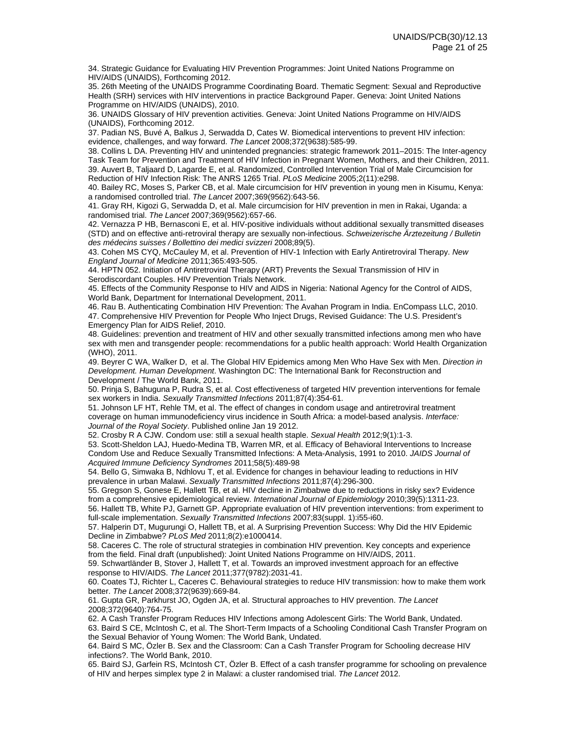34. Strategic Guidance for Evaluating HIV Prevention Programmes: Joint United Nations Programme on HIV/AIDS (UNAIDS), Forthcoming 2012.

35. 26th Meeting of the UNAIDS Programme Coordinating Board. Thematic Segment: Sexual and Reproductive Health (SRH) services with HIV interventions in practice Background Paper. Geneva: Joint United Nations Programme on HIV/AIDS (UNAIDS), 2010.

36. UNAIDS Glossary of HIV prevention activities. Geneva: Joint United Nations Programme on HIV/AIDS (UNAIDS), Forthcoming 2012.

37. Padian NS, Buvé A, Balkus J, Serwadda D, Cates W. Biomedical interventions to prevent HIV infection: evidence, challenges, and way forward. *The Lancet* 2008;372(9638):585-99.

38. Collins L DA. Preventing HIV and unintended pregnancies: strategic framework 2011–2015: The Inter-agency Task Team for Prevention and Treatment of HIV Infection in Pregnant Women, Mothers, and their Children, 2011.

39. Auvert B, Taljaard D, Lagarde E, et al. Randomized, Controlled Intervention Trial of Male Circumcision for Reduction of HIV Infection Risk: The ANRS 1265 Trial. *PLoS Medicine* 2005;2(11):e298.

40. Bailey RC, Moses S, Parker CB, et al. Male circumcision for HIV prevention in young men in Kisumu, Kenya: a randomised controlled trial. *The Lancet* 2007;369(9562):643-56.

41. Gray RH, Kigozi G, Serwadda D, et al. Male circumcision for HIV prevention in men in Rakai, Uganda: a randomised trial. *The Lancet* 2007;369(9562):657-66.

42. Vernazza P HB, Bernasconi E, et al. HIV-positive individuals without additional sexually transmitted diseases (STD) and on effective anti-retroviral therapy are sexually non-infectious. *Schweizerische Ärztezeitung / Bulletin des médecins suisses / Bollettino dei medici svizzeri* 2008;89(5).

43. Cohen MS CYQ, McCauley M, et al. Prevention of HIV-1 Infection with Early Antiretroviral Therapy. *New England Journal of Medicine* 2011;365:493-505.

44. HPTN 052. Initiation of Antiretroviral Therapy (ART) Prevents the Sexual Transmission of HIV in Serodiscordant Couples. HIV Prevention Trials Network.

45. Effects of the Community Response to HIV and AIDS in Nigeria: National Agency for the Control of AIDS, World Bank, Department for International Development, 2011.

46. Rau B. Authenticating Combination HIV Prevention: The Avahan Program in India. EnCompass LLC, 2010.

47. Comprehensive HIV Prevention for People Who Inject Drugs, Revised Guidance: The U.S. President's Emergency Plan for AIDS Relief, 2010.

48. Guidelines: prevention and treatment of HIV and other sexually transmitted infections among men who have sex with men and transgender people: recommendations for a public health approach: World Health Organization (WHO), 2011.

49. Beyrer C WA, Walker D, et al. The Global HIV Epidemics among Men Who Have Sex with Men. *Direction in Development. Human Development*. Washington DC: The International Bank for Reconstruction and Development / The World Bank, 2011.

50. Prinja S, Bahuguna P, Rudra S, et al. Cost effectiveness of targeted HIV prevention interventions for female sex workers in India. *Sexually Transmitted Infections* 2011;87(4):354-61.

51. Johnson LF HT, Rehle TM, et al. The effect of changes in condom usage and antiretroviral treatment coverage on human immunodeficiency virus incidence in South Africa: a model-based analysis. *Interface: Journal of the Royal Society*. Published online Jan 19 2012.

52. Crosby R A CJW. Condom use: still a sexual health staple. *Sexual Health* 2012;9(1):1-3.

53. Scott-Sheldon LAJ, Huedo-Medina TB, Warren MR, et al. Efficacy of Behavioral Interventions to Increase Condom Use and Reduce Sexually Transmitted Infections: A Meta-Analysis, 1991 to 2010. *JAIDS Journal of Acquired Immune Deficiency Syndromes* 2011;58(5):489-98

54. Bello G, Simwaka B, Ndhlovu T, et al. Evidence for changes in behaviour leading to reductions in HIV prevalence in urban Malawi. *Sexually Transmitted Infections* 2011;87(4):296-300.

55. Gregson S, Gonese E, Hallett TB, et al. HIV decline in Zimbabwe due to reductions in risky sex? Evidence from a comprehensive epidemiological review. *International Journal of Epidemiology* 2010;39(5):1311-23.

56. Hallett TB, White PJ, Garnett GP. Appropriate evaluation of HIV prevention interventions: from experiment to full-scale implementation. *Sexually Transmitted Infections* 2007;83(suppl. 1):i55-i60.

57. Halperin DT, Mugurungi O, Hallett TB, et al. A Surprising Prevention Success: Why Did the HIV Epidemic Decline in Zimbabwe? *PLoS Med* 2011;8(2):e1000414.

58. Caceres C. The role of structural strategies in combination HIV prevention. Key concepts and experience from the field. Final draft (unpublished): Joint United Nations Programme on HIV/AIDS, 2011.

59. Schwartländer B, Stover J, Hallett T, et al. Towards an improved investment approach for an effective response to HIV/AIDS. *The Lancet* 2011;377(9782):2031-41.

60. Coates TJ, Richter L, Caceres C. Behavioural strategies to reduce HIV transmission: how to make them work better. *The Lancet* 2008;372(9639):669-84.

61. Gupta GR, Parkhurst JO, Ogden JA, et al. Structural approaches to HIV prevention. *The Lancet* 2008;372(9640):764-75.

62. A Cash Transfer Program Reduces HIV Infections among Adolescent Girls: The World Bank, Undated.

63. Baird S CE, McIntosh C, et al. The Short-Term Impacts of a Schooling Conditional Cash Transfer Program on the Sexual Behavior of Young Women: The World Bank, Undated.

64. Baird S MC, Özler B. Sex and the Classroom: Can a Cash Transfer Program for Schooling decrease HIV infections?. The World Bank, 2010.

65. Baird SJ, Garfein RS, McIntosh CT, Özler B. Effect of a cash transfer programme for schooling on prevalence of HIV and herpes simplex type 2 in Malawi: a cluster randomised trial. *The Lancet* 2012.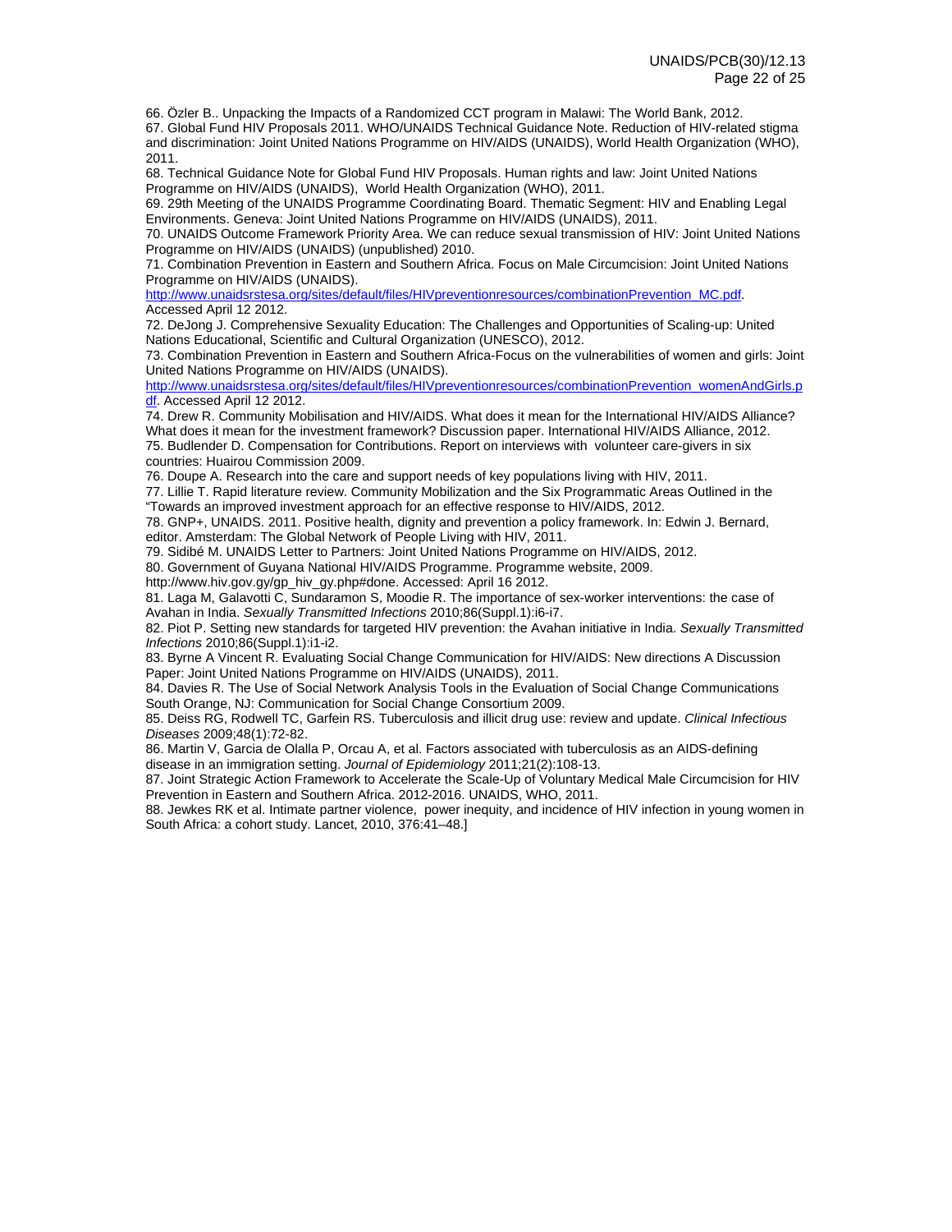66. Özler B.. Unpacking the Impacts of a Randomized CCT program in Malawi: The World Bank, 2012.
67. Global Fund HIV Proposals 2011. WHO/UNAIDS Technical Guidance Note. Reduction of HIV-related stigma and discrimination: Joint United Nations Programme on HIV/AIDS (UNAIDS), World Health Organization (WHO), 2011.
68. Technical Guidance Note for Global Fund HIV Proposals. Human rights and law: Joint United Nations Programme on HIV/AIDS (UNAIDS), World Health Organization (WHO), 2011.
69. 29th Meeting of the UNAIDS Programme Coordinating Board. Thematic Segment: HIV and Enabling Legal Environments. Geneva: Joint United Nations Programme on HIV/AIDS (UNAIDS), 2011.
70. UNAIDS Outcome Framework Priority Area. We can reduce sexual transmission of HIV: Joint United Nations Programme on HIV/AIDS (UNAIDS) (unpublished) 2010.
71. Combination Prevention in Eastern and Southern Africa. Focus on Male Circumcision: Joint United Nations Programme on HIV/AIDS (UNAIDS).
http://www.unaidsrstesa.org/sites/default/files/HIVpreventionresources/combinationPrevention_MC.pdf. Accessed April 12 2012.
72. DeJong J. Comprehensive Sexuality Education: The Challenges and Opportunities of Scaling-up: United Nations Educational, Scientific and Cultural Organization (UNESCO), 2012.
73. Combination Prevention in Eastern and Southern Africa-Focus on the vulnerabilities of women and girls: Joint United Nations Programme on HIV/AIDS (UNAIDS).
http://www.unaidsrstesa.org/sites/default/files/HIVpreventionresources/combinationPrevention_womenAndGirls.pdf. Accessed April 12 2012.
74. Drew R. Community Mobilisation and HIV/AIDS. What does it mean for the International HIV/AIDS Alliance? What does it mean for the investment framework? Discussion paper. International HIV/AIDS Alliance, 2012.
75. Budlender D. Compensation for Contributions. Report on interviews with volunteer care-givers in six countries: Huairou Commission 2009.
76. Doupe A. Research into the care and support needs of key populations living with HIV, 2011.
77. Lillie T. Rapid literature review. Community Mobilization and the Six Programmatic Areas Outlined in the "Towards an improved investment approach for an effective response to HIV/AIDS, 2012.
78. GNP+, UNAIDS. 2011. Positive health, dignity and prevention a policy framework. In: Edwin J. Bernard, editor. Amsterdam: The Global Network of People Living with HIV, 2011.
79. Sidibé M. UNAIDS Letter to Partners: Joint United Nations Programme on HIV/AIDS, 2012.
80. Government of Guyana National HIV/AIDS Programme. Programme website, 2009.
http://www.hiv.gov.gy/gp_hiv_gy.php#done. Accessed: April 16 2012.
81. Laga M, Galavotti C, Sundaramon S, Moodie R. The importance of sex-worker interventions: the case of Avahan in India. *Sexually Transmitted Infections* 2010;86(Suppl.1):i6-i7.
82. Piot P. Setting new standards for targeted HIV prevention: the Avahan initiative in India. *Sexually Transmitted Infections* 2010;86(Suppl.1):i1-i2.
83. Byrne A Vincent R. Evaluating Social Change Communication for HIV/AIDS: New directions A Discussion Paper: Joint United Nations Programme on HIV/AIDS (UNAIDS), 2011.
84. Davies R. The Use of Social Network Analysis Tools in the Evaluation of Social Change Communications South Orange, NJ: Communication for Social Change Consortium 2009.
85. Deiss RG, Rodwell TC, Garfein RS. Tuberculosis and illicit drug use: review and update. *Clinical Infectious Diseases* 2009;48(1):72-82.
86. Martin V, Garcia de Olalla P, Orcau A, et al. Factors associated with tuberculosis as an AIDS-defining disease in an immigration setting. *Journal of Epidemiology* 2011;21(2):108-13.
87. Joint Strategic Action Framework to Accelerate the Scale-Up of Voluntary Medical Male Circumcision for HIV Prevention in Eastern and Southern Africa. 2012-2016. UNAIDS, WHO, 2011.
88. Jewkes RK et al. Intimate partner violence, power inequity, and incidence of HIV infection in young women in South Africa: a cohort study. Lancet, 2010, 376:41–48.]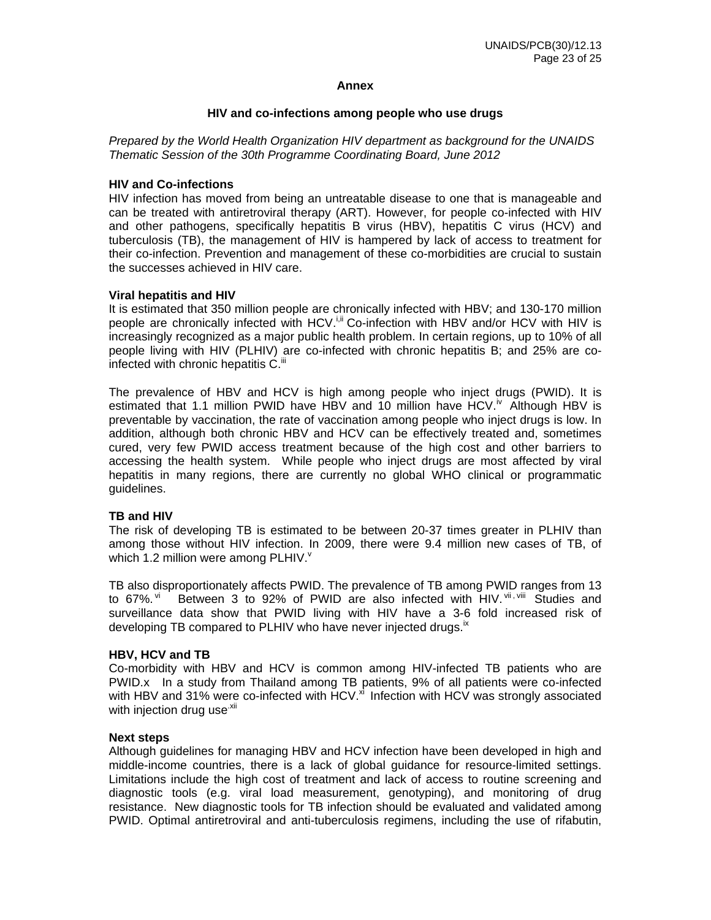**Annex**

**HIV and co-infections among people who use drugs**

*Prepared by the World Health Organization HIV department as background for the UNAIDS Thematic Session of the 30th Programme Coordinating Board, June 2012*

**HIV and Co-infections**

HIV infection has moved from being an untreatable disease to one that is manageable and can be treated with antiretroviral therapy (ART). However, for people co-infected with HIV and other pathogens, specifically hepatitis B virus (HBV), hepatitis C virus (HCV) and tuberculosis (TB), the management of HIV is hampered by lack of access to treatment for their co-infection. Prevention and management of these co-morbidities are crucial to sustain the successes achieved in HIV care.

**Viral hepatitis and HIV**

It is estimated that 350 million people are chronically infected with HBV; and 130-170 million people are chronically infected with HCV.[i,ii] Co-infection with HBV and/or HCV with HIV is increasingly recognized as a major public health problem. In certain regions, up to 10% of all people living with HIV (PLHIV) are co-infected with chronic hepatitis B; and 25% are co-infected with chronic hepatitis C.[iii]

The prevalence of HBV and HCV is high among people who inject drugs (PWID). It is estimated that 1.1 million PWID have HBV and 10 million have HCV.[iv] Although HBV is preventable by vaccination, the rate of vaccination among people who inject drugs is low. In addition, although both chronic HBV and HCV can be effectively treated and, sometimes cured, very few PWID access treatment because of the high cost and other barriers to accessing the health system. While people who inject drugs are most affected by viral hepatitis in many regions, there are currently no global WHO clinical or programmatic guidelines.

**TB and HIV**

The risk of developing TB is estimated to be between 20-37 times greater in PLHIV than among those without HIV infection. In 2009, there were 9.4 million new cases of TB, of which 1.2 million were among PLHIV.[v]

TB also disproportionately affects PWID. The prevalence of TB among PWID ranges from 13 to 67%.[vi] Between 3 to 92% of PWID are also infected with HIV.[vii,viii] Studies and surveillance data show that PWID living with HIV have a 3-6 fold increased risk of developing TB compared to PLHIV who have never injected drugs.[ix]

**HBV, HCV and TB**

Co-morbidity with HBV and HCV is common among HIV-infected TB patients who are PWID.x In a study from Thailand among TB patients, 9% of all patients were co-infected with HBV and 31% were co-infected with HCV.[xi] Infection with HCV was strongly associated with injection drug use.[xii]

**Next steps**

Although guidelines for managing HBV and HCV infection have been developed in high and middle-income countries, there is a lack of global guidance for resource-limited settings. Limitations include the high cost of treatment and lack of access to routine screening and diagnostic tools (e.g. viral load measurement, genotyping), and monitoring of drug resistance. New diagnostic tools for TB infection should be evaluated and validated among PWID. Optimal antiretroviral and anti-tuberculosis regimens, including the use of rifabutin,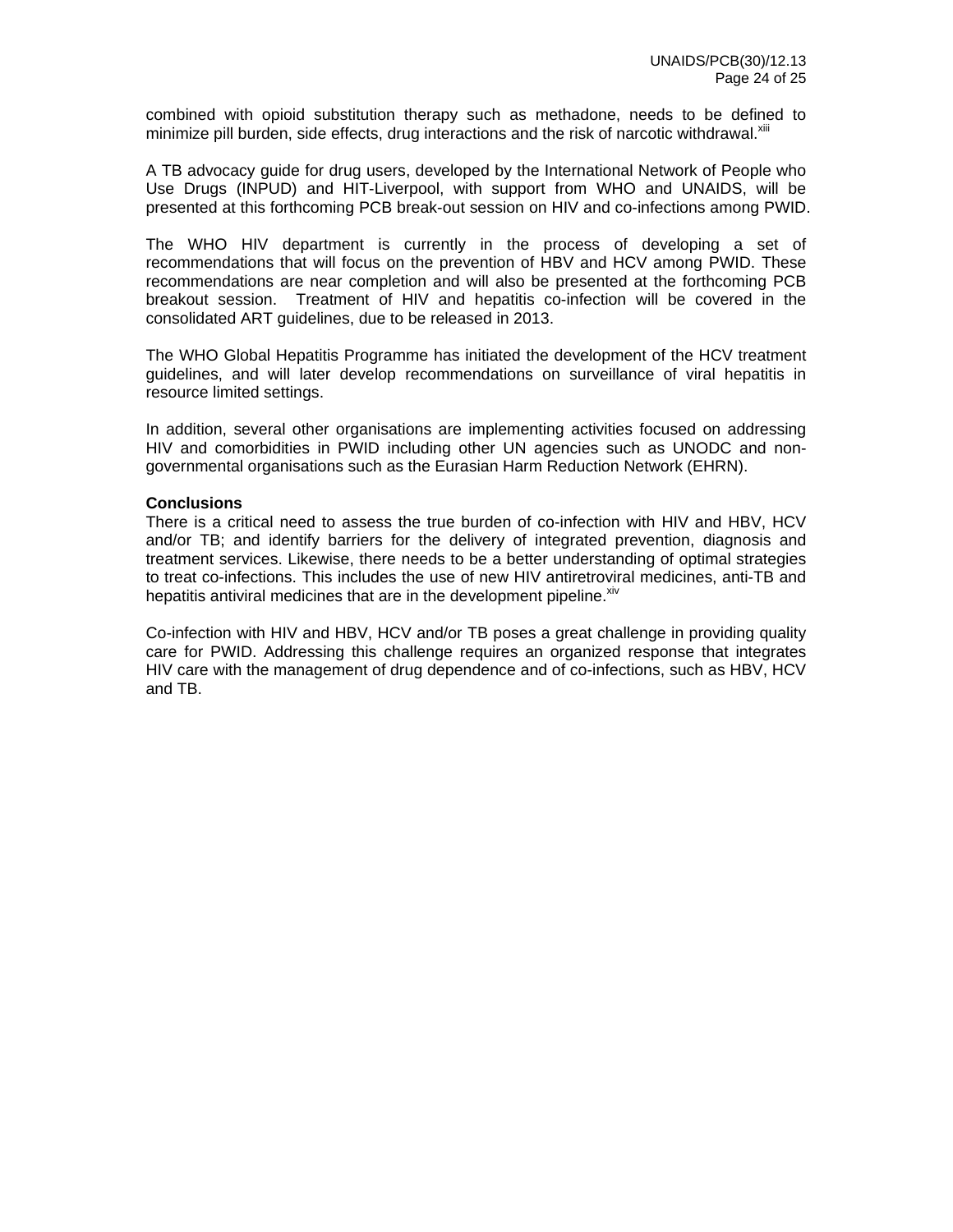combined with opioid substitution therapy such as methadone, needs to be defined to minimize pill burden, side effects, drug interactions and the risk of narcotic withdrawal.[xiii]

A TB advocacy guide for drug users, developed by the International Network of People who Use Drugs (INPUD) and HIT-Liverpool, with support from WHO and UNAIDS, will be presented at this forthcoming PCB break-out session on HIV and co-infections among PWID.

The WHO HIV department is currently in the process of developing a set of recommendations that will focus on the prevention of HBV and HCV among PWID. These recommendations are near completion and will also be presented at the forthcoming PCB breakout session. Treatment of HIV and hepatitis co-infection will be covered in the consolidated ART guidelines, due to be released in 2013.

The WHO Global Hepatitis Programme has initiated the development of the HCV treatment guidelines, and will later develop recommendations on surveillance of viral hepatitis in resource limited settings.

In addition, several other organisations are implementing activities focused on addressing HIV and comorbidities in PWID including other UN agencies such as UNODC and non-governmental organisations such as the Eurasian Harm Reduction Network (EHRN).

**Conclusions**

There is a critical need to assess the true burden of co-infection with HIV and HBV, HCV and/or TB; and identify barriers for the delivery of integrated prevention, diagnosis and treatment services. Likewise, there needs to be a better understanding of optimal strategies to treat co-infections. This includes the use of new HIV antiretroviral medicines, anti-TB and hepatitis antiviral medicines that are in the development pipeline.[xiv]

Co-infection with HIV and HBV, HCV and/or TB poses a great challenge in providing quality care for PWID. Addressing this challenge requires an organized response that integrates HIV care with the management of drug dependence and of co-infections, such as HBV, HCV and TB.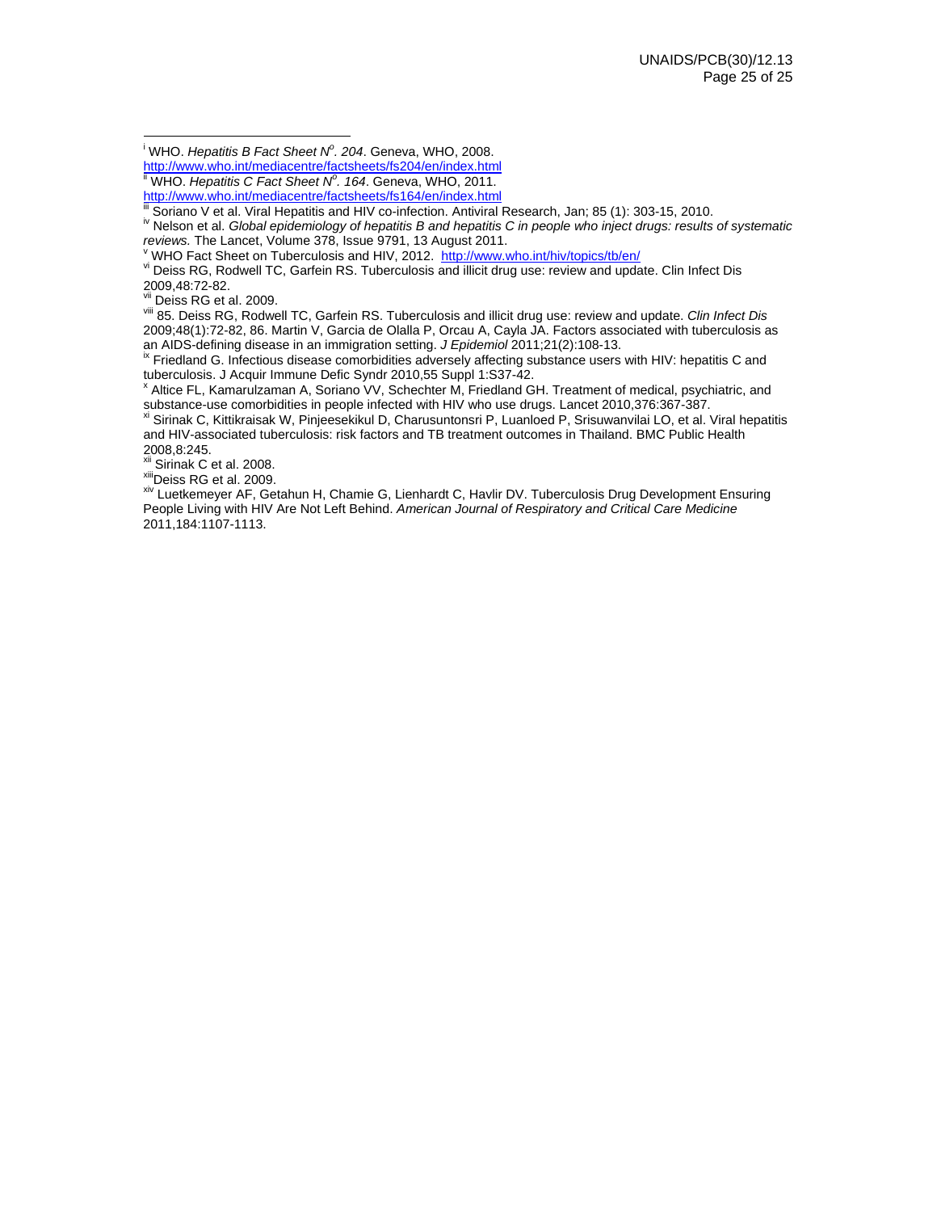[i] WHO. *Hepatitis B Fact Sheet N$^{o}$. 204*. Geneva, WHO, 2008.
http://www.who.int/mediacentre/factsheets/fs204/en/index.html

[ii] WHO. *Hepatitis C Fact Sheet N$^{o}$. 164*. Geneva, WHO, 2011.
http://www.who.int/mediacentre/factsheets/fs164/en/index.html

[iii] Soriano V et al. Viral Hepatitis and HIV co-infection. Antiviral Research, Jan; 85 (1): 303-15, 2010.

[iv] Nelson et al. *Global epidemiology of hepatitis B and hepatitis C in people who inject drugs: results of systematic reviews.* The Lancet, Volume 378, Issue 9791, 13 August 2011.

[v] WHO Fact Sheet on Tuberculosis and HIV, 2012. http://www.who.int/hiv/topics/tb/en/

[vi] Deiss RG, Rodwell TC, Garfein RS. Tuberculosis and illicit drug use: review and update. Clin Infect Dis 2009,48:72-82.

[vii] Deiss RG et al. 2009.

[viii] 85. Deiss RG, Rodwell TC, Garfein RS. Tuberculosis and illicit drug use: review and update. *Clin Infect Dis* 2009;48(1):72-82, 86. Martin V, Garcia de Olalla P, Orcau A, Cayla JA. Factors associated with tuberculosis as an AIDS-defining disease in an immigration setting. *J Epidemiol* 2011;21(2):108-13.

[ix] Friedland G. Infectious disease comorbidities adversely affecting substance users with HIV: hepatitis C and tuberculosis. J Acquir Immune Defic Syndr 2010,55 Suppl 1:S37-42.

[x] Altice FL, Kamarulzaman A, Soriano VV, Schechter M, Friedland GH. Treatment of medical, psychiatric, and substance-use comorbidities in people infected with HIV who use drugs. Lancet 2010,376:367-387.

[xi] Sirinak C, Kittikraisak W, Pinjeesekikul D, Charusuntonsri P, Luanloed P, Srisuwanvilai LO, et al. Viral hepatitis and HIV-associated tuberculosis: risk factors and TB treatment outcomes in Thailand. BMC Public Health 2008,8:245.

[xii] Sirinak C et al. 2008.

[xiii] Deiss RG et al. 2009.

[xiv] Luetkemeyer AF, Getahun H, Chamie G, Lienhardt C, Havlir DV. Tuberculosis Drug Development Ensuring People Living with HIV Are Not Left Behind. *American Journal of Respiratory and Critical Care Medicine* 2011,184:1107-1113.